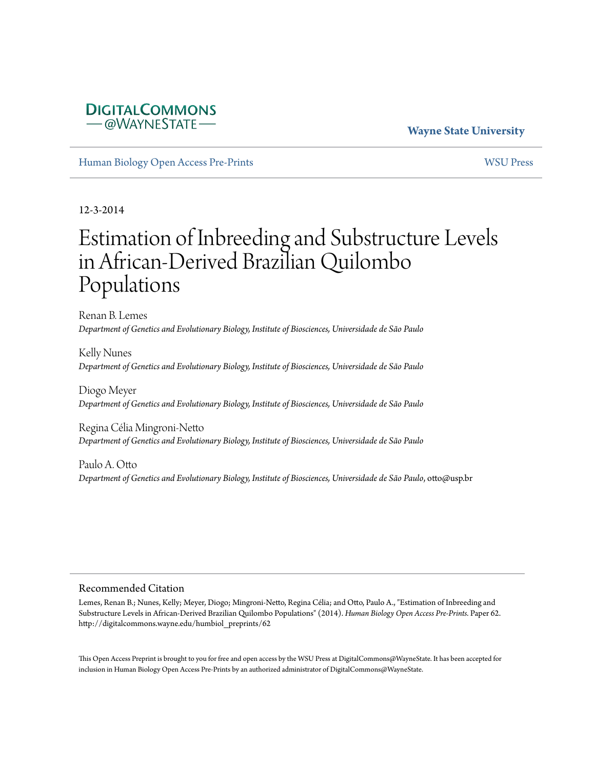DIGITALCOMMONS
— @WAYNESTATE —

**Wayne State University**

Human Biology Open Access Pre-Prints | WSU Press

12-3-2014

# Estimation of Inbreeding and Substructure Levels in African-Derived Brazilian Quilombo Populations

Renan B. Lemes
*Department of Genetics and Evolutionary Biology, Institute of Biosciences, Universidade de São Paulo*

Kelly Nunes
*Department of Genetics and Evolutionary Biology, Institute of Biosciences, Universidade de São Paulo*

Diogo Meyer
*Department of Genetics and Evolutionary Biology, Institute of Biosciences, Universidade de São Paulo*

Regina Célia Mingroni-Netto
*Department of Genetics and Evolutionary Biology, Institute of Biosciences, Universidade de São Paulo*

Paulo A. Otto
*Department of Genetics and Evolutionary Biology, Institute of Biosciences, Universidade de São Paulo*, otto@usp.br

## Recommended Citation

Lemes, Renan B.; Nunes, Kelly; Meyer, Diogo; Mingroni-Netto, Regina Célia; and Otto, Paulo A., "Estimation of Inbreeding and Substructure Levels in African-Derived Brazilian Quilombo Populations" (2014). *Human Biology Open Access Pre-Prints.* Paper 62.
http://digitalcommons.wayne.edu/humbiol_preprints/62

This Open Access Preprint is brought to you for free and open access by the WSU Press at DigitalCommons@WayneState. It has been accepted for inclusion in Human Biology Open Access Pre-Prints by an authorized administrator of DigitalCommons@WayneState.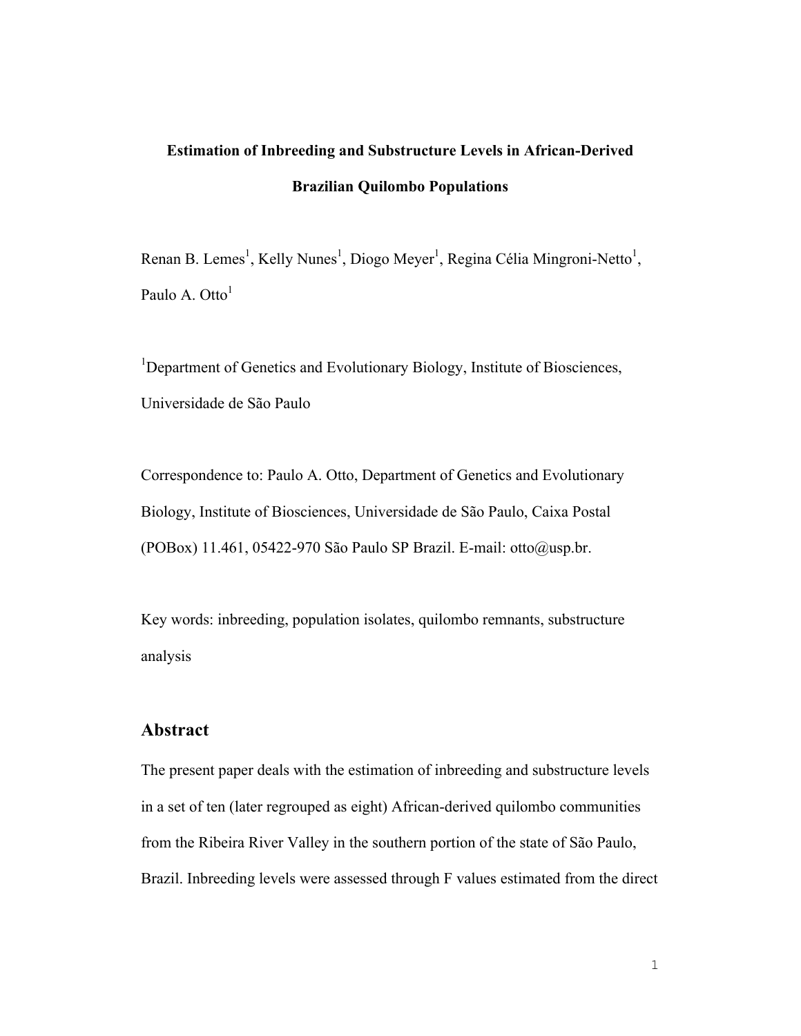**Estimation of Inbreeding and Substructure Levels in African-Derived Brazilian Quilombo Populations**

Renan B. Lemes[1], Kelly Nunes[1], Diogo Meyer[1], Regina Célia Mingroni-Netto[1], Paulo A. Otto[1]

[1]Department of Genetics and Evolutionary Biology, Institute of Biosciences, Universidade de São Paulo

Correspondence to: Paulo A. Otto, Department of Genetics and Evolutionary Biology, Institute of Biosciences, Universidade de São Paulo, Caixa Postal (POBox) 11.461, 05422-970 São Paulo SP Brazil. E-mail: otto@usp.br.

Key words: inbreeding, population isolates, quilombo remnants, substructure analysis

## Abstract

The present paper deals with the estimation of inbreeding and substructure levels in a set of ten (later regrouped as eight) African-derived quilombo communities from the Ribeira River Valley in the southern portion of the state of São Paulo, Brazil. Inbreeding levels were assessed through F values estimated from the direct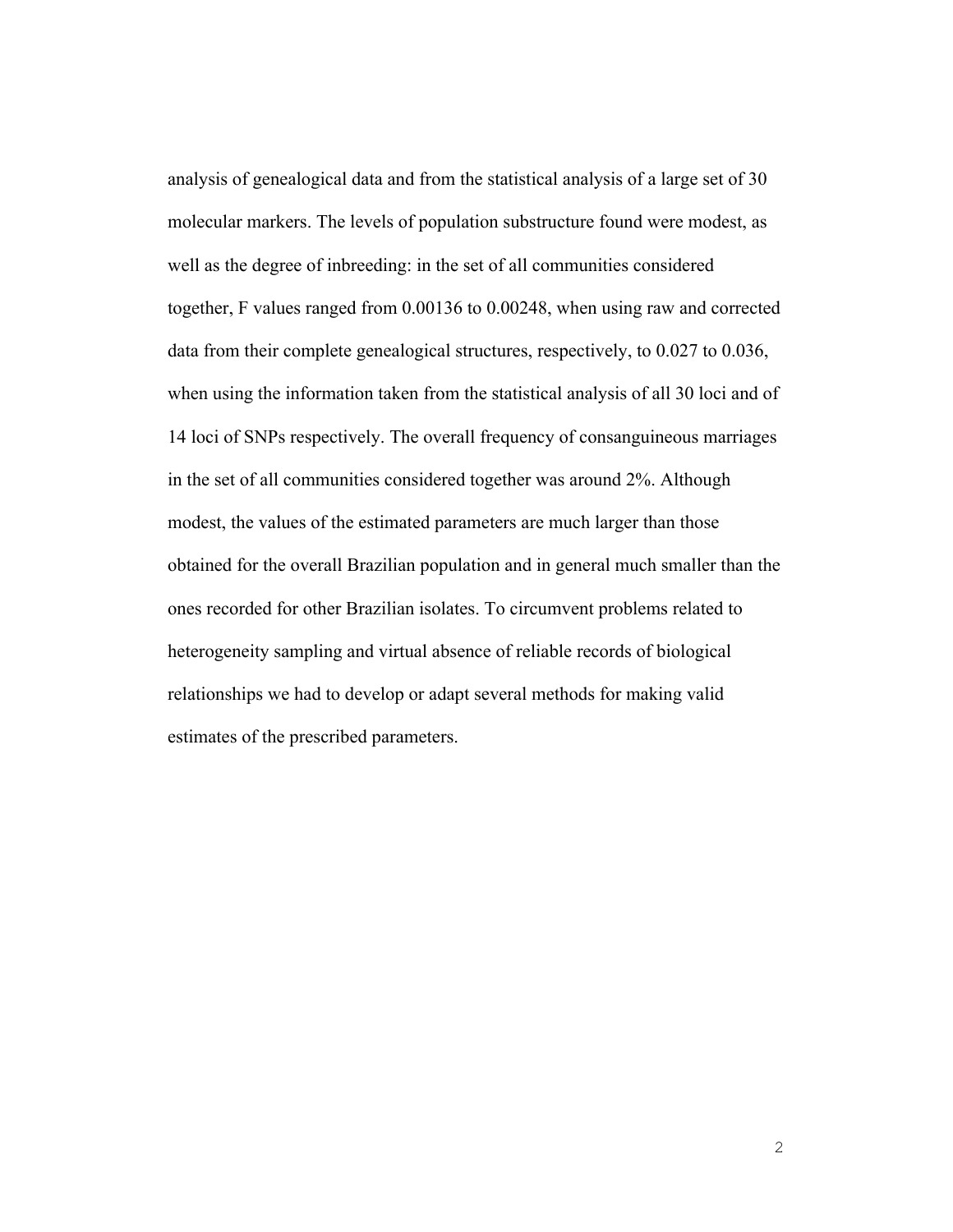analysis of genealogical data and from the statistical analysis of a large set of 30 molecular markers. The levels of population substructure found were modest, as well as the degree of inbreeding: in the set of all communities considered together, F values ranged from 0.00136 to 0.00248, when using raw and corrected data from their complete genealogical structures, respectively, to 0.027 to 0.036, when using the information taken from the statistical analysis of all 30 loci and of 14 loci of SNPs respectively. The overall frequency of consanguineous marriages in the set of all communities considered together was around 2%. Although modest, the values of the estimated parameters are much larger than those obtained for the overall Brazilian population and in general much smaller than the ones recorded for other Brazilian isolates. To circumvent problems related to heterogeneity sampling and virtual absence of reliable records of biological relationships we had to develop or adapt several methods for making valid estimates of the prescribed parameters.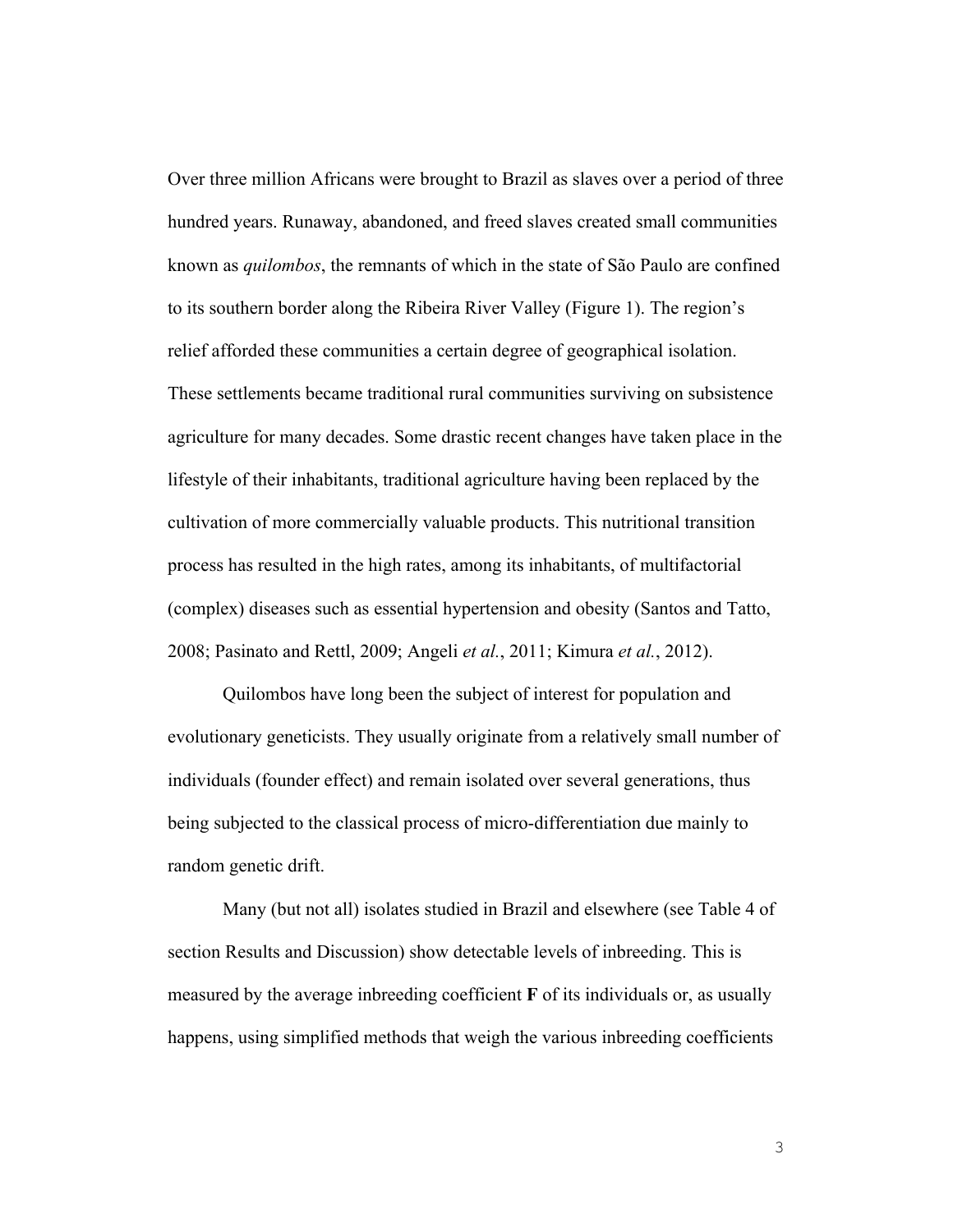Over three million Africans were brought to Brazil as slaves over a period of three hundred years. Runaway, abandoned, and freed slaves created small communities known as *quilombos*, the remnants of which in the state of São Paulo are confined to its southern border along the Ribeira River Valley (Figure 1). The region's relief afforded these communities a certain degree of geographical isolation. These settlements became traditional rural communities surviving on subsistence agriculture for many decades. Some drastic recent changes have taken place in the lifestyle of their inhabitants, traditional agriculture having been replaced by the cultivation of more commercially valuable products. This nutritional transition process has resulted in the high rates, among its inhabitants, of multifactorial (complex) diseases such as essential hypertension and obesity (Santos and Tatto, 2008; Pasinato and Rettl, 2009; Angeli *et al.*, 2011; Kimura *et al.*, 2012).

Quilombos have long been the subject of interest for population and evolutionary geneticists. They usually originate from a relatively small number of individuals (founder effect) and remain isolated over several generations, thus being subjected to the classical process of micro-differentiation due mainly to random genetic drift.

Many (but not all) isolates studied in Brazil and elsewhere (see Table 4 of section Results and Discussion) show detectable levels of inbreeding. This is measured by the average inbreeding coefficient **F** of its individuals or, as usually happens, using simplified methods that weigh the various inbreeding coefficients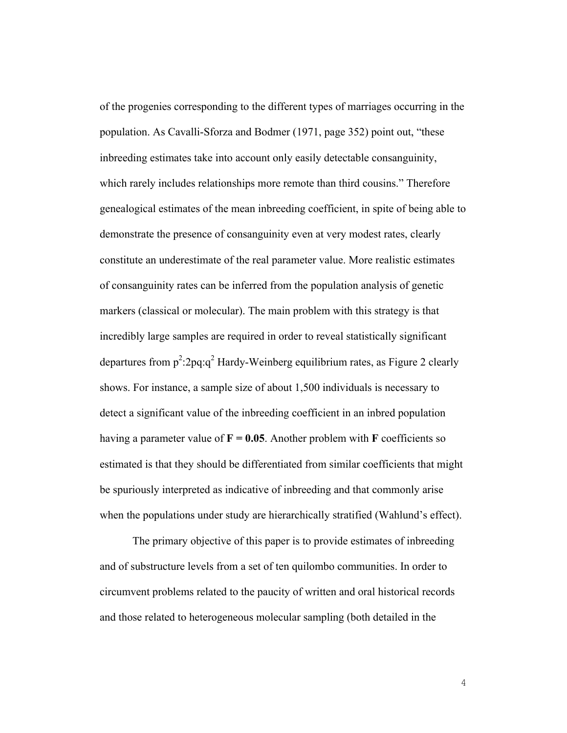of the progenies corresponding to the different types of marriages occurring in the population. As Cavalli-Sforza and Bodmer (1971, page 352) point out, "these inbreeding estimates take into account only easily detectable consanguinity, which rarely includes relationships more remote than third cousins." Therefore genealogical estimates of the mean inbreeding coefficient, in spite of being able to demonstrate the presence of consanguinity even at very modest rates, clearly constitute an underestimate of the real parameter value. More realistic estimates of consanguinity rates can be inferred from the population analysis of genetic markers (classical or molecular). The main problem with this strategy is that incredibly large samples are required in order to reveal statistically significant departures from $p^2$:$2pq$:$q^2$ Hardy-Weinberg equilibrium rates, as Figure 2 clearly shows. For instance, a sample size of about 1,500 individuals is necessary to detect a significant value of the inbreeding coefficient in an inbred population having a parameter value of $\mathbf{F = 0.05}$. Another problem with $\mathbf{F}$ coefficients so estimated is that they should be differentiated from similar coefficients that might be spuriously interpreted as indicative of inbreeding and that commonly arise when the populations under study are hierarchically stratified (Wahlund's effect).

The primary objective of this paper is to provide estimates of inbreeding and of substructure levels from a set of ten quilombo communities. In order to circumvent problems related to the paucity of written and oral historical records and those related to heterogeneous molecular sampling (both detailed in the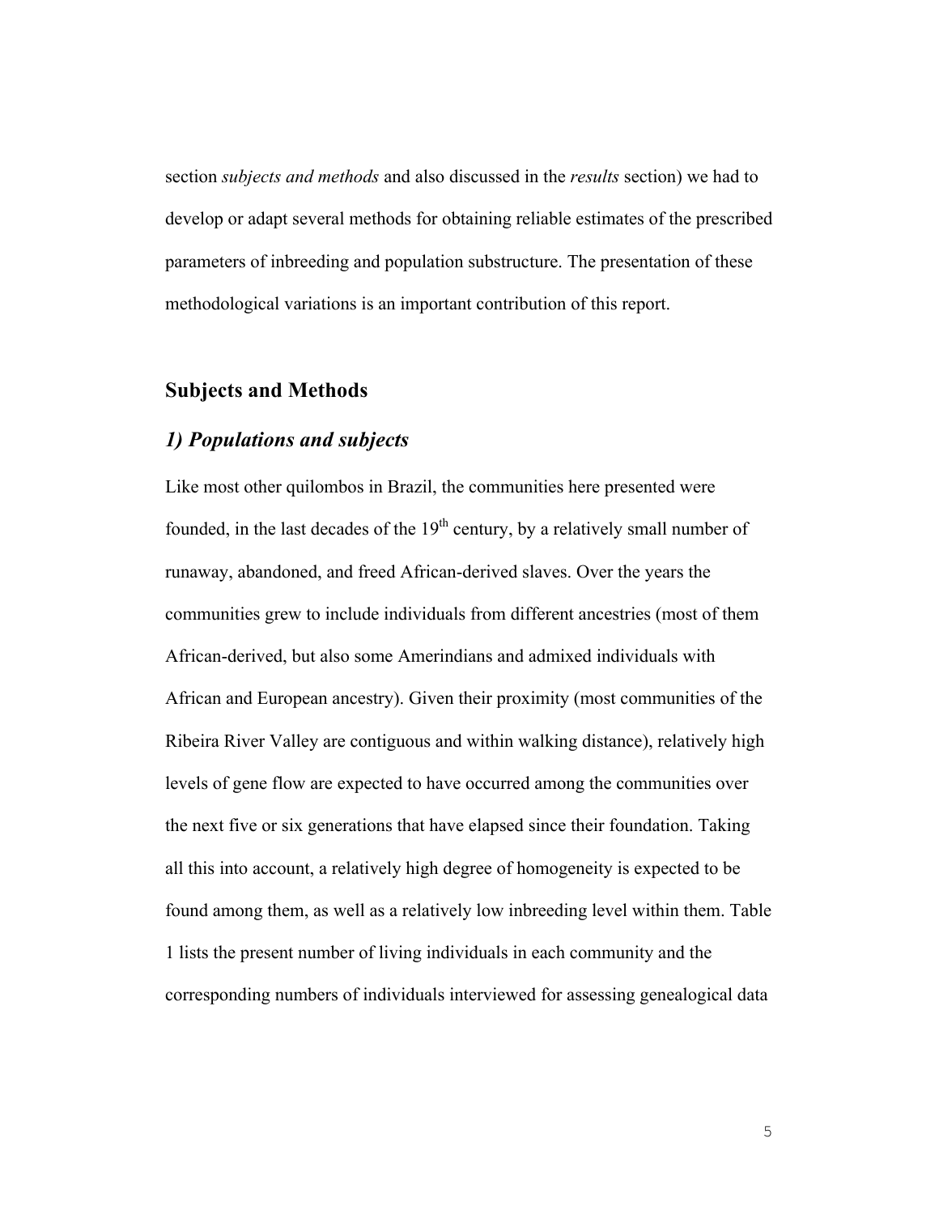section *subjects and methods* and also discussed in the *results* section) we had to develop or adapt several methods for obtaining reliable estimates of the prescribed parameters of inbreeding and population substructure. The presentation of these methodological variations is an important contribution of this report.

## Subjects and Methods

### *1) Populations and subjects*

Like most other quilombos in Brazil, the communities here presented were founded, in the last decades of the 19th century, by a relatively small number of runaway, abandoned, and freed African-derived slaves. Over the years the communities grew to include individuals from different ancestries (most of them African-derived, but also some Amerindians and admixed individuals with African and European ancestry). Given their proximity (most communities of the Ribeira River Valley are contiguous and within walking distance), relatively high levels of gene flow are expected to have occurred among the communities over the next five or six generations that have elapsed since their foundation. Taking all this into account, a relatively high degree of homogeneity is expected to be found among them, as well as a relatively low inbreeding level within them. Table 1 lists the present number of living individuals in each community and the corresponding numbers of individuals interviewed for assessing genealogical data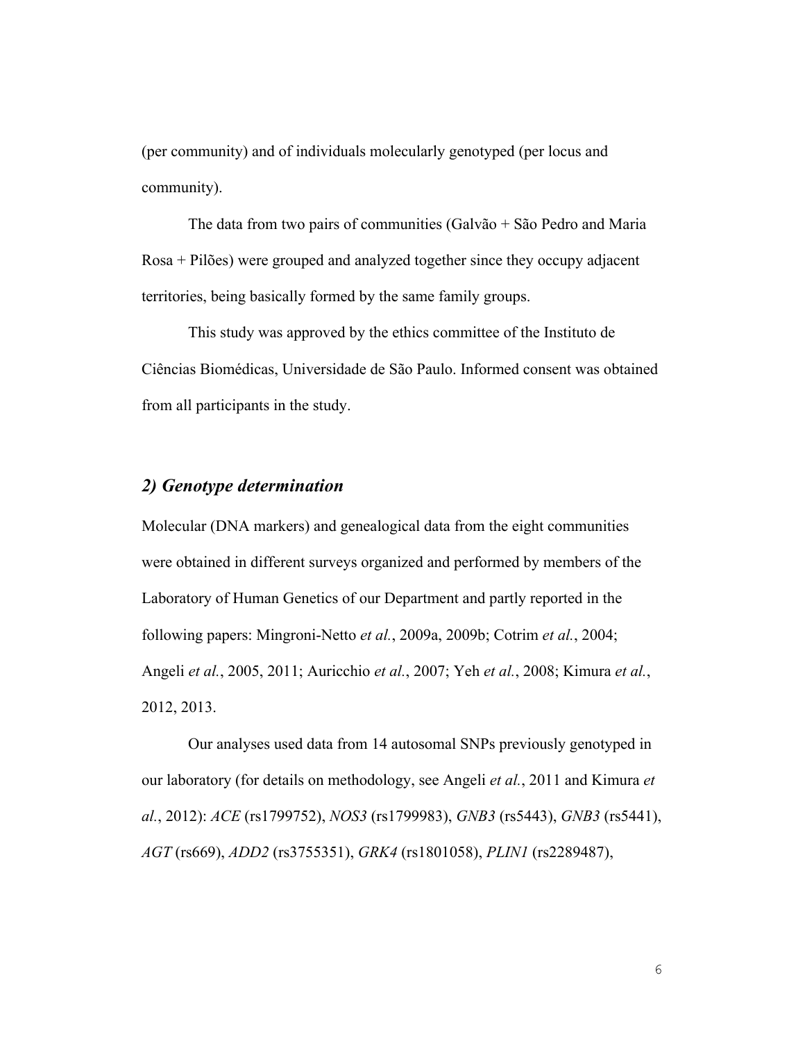(per community) and of individuals molecularly genotyped (per locus and community).

The data from two pairs of communities (Galvão + São Pedro and Maria Rosa + Pilões) were grouped and analyzed together since they occupy adjacent territories, being basically formed by the same family groups.

This study was approved by the ethics committee of the Instituto de Ciências Biomédicas, Universidade de São Paulo. Informed consent was obtained from all participants in the study.

## *2) Genotype determination*

Molecular (DNA markers) and genealogical data from the eight communities were obtained in different surveys organized and performed by members of the Laboratory of Human Genetics of our Department and partly reported in the following papers: Mingroni-Netto *et al.*, 2009a, 2009b; Cotrim *et al.*, 2004; Angeli *et al.*, 2005, 2011; Auricchio *et al.*, 2007; Yeh *et al.*, 2008; Kimura *et al.*, 2012, 2013.

Our analyses used data from 14 autosomal SNPs previously genotyped in our laboratory (for details on methodology, see Angeli *et al.*, 2011 and Kimura *et al.*, 2012): *ACE* (rs1799752), *NOS3* (rs1799983), *GNB3* (rs5443), *GNB3* (rs5441), *AGT* (rs669), *ADD2* (rs3755351), *GRK4* (rs1801058), *PLIN1* (rs2289487),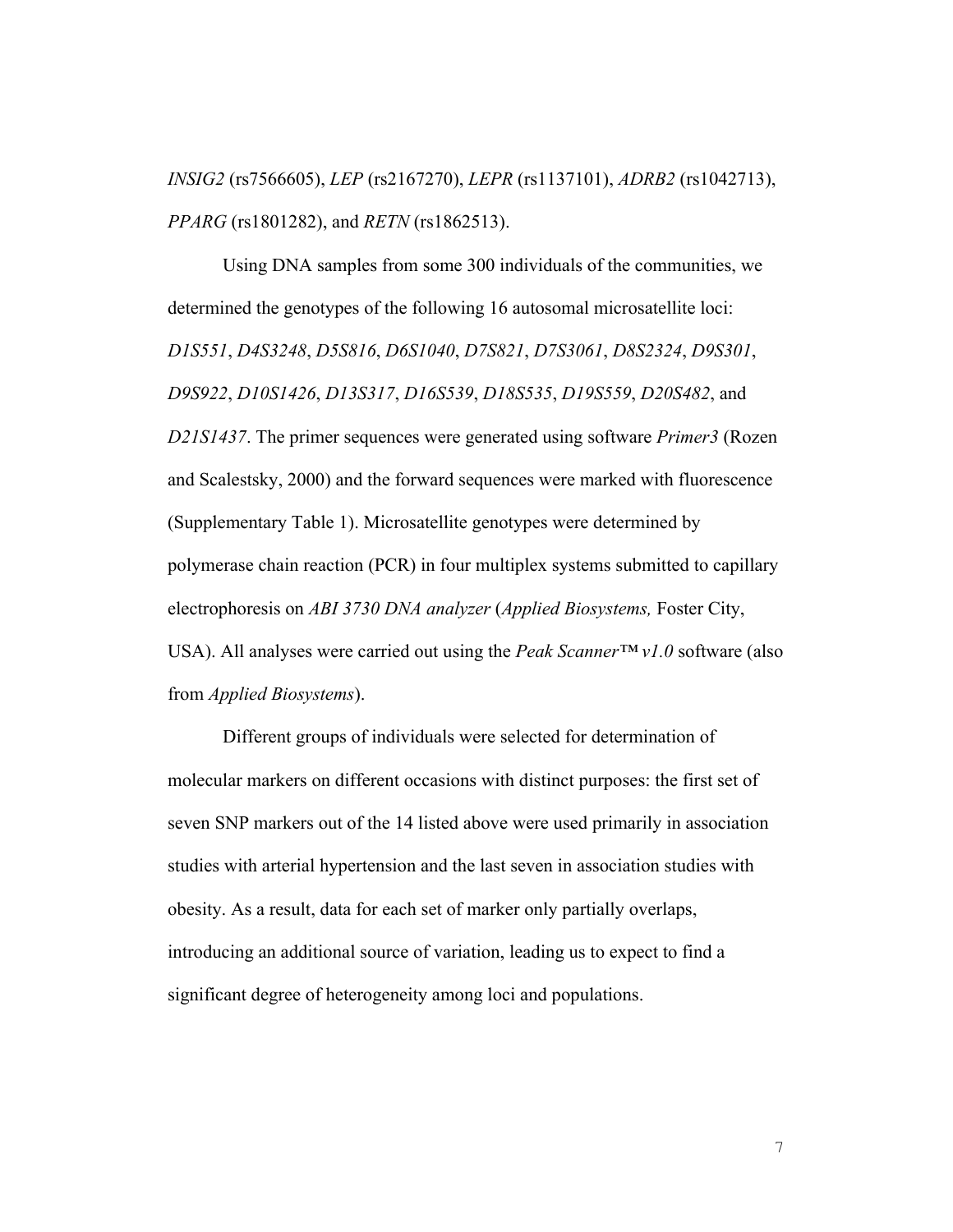*INSIG2* (rs7566605), *LEP* (rs2167270), *LEPR* (rs1137101), *ADRB2* (rs1042713), *PPARG* (rs1801282), and *RETN* (rs1862513).

Using DNA samples from some 300 individuals of the communities, we determined the genotypes of the following 16 autosomal microsatellite loci: *D1S551*, *D4S3248*, *D5S816*, *D6S1040*, *D7S821*, *D7S3061*, *D8S2324*, *D9S301*, *D9S922*, *D10S1426*, *D13S317*, *D16S539*, *D18S535*, *D19S559*, *D20S482*, and *D21S1437*. The primer sequences were generated using software *Primer3* (Rozen and Scalestsky, 2000) and the forward sequences were marked with fluorescence (Supplementary Table 1). Microsatellite genotypes were determined by polymerase chain reaction (PCR) in four multiplex systems submitted to capillary electrophoresis on *ABI 3730 DNA analyzer* (*Applied Biosystems,* Foster City, USA). All analyses were carried out using the *Peak Scanner™ v1.0* software (also from *Applied Biosystems*).

Different groups of individuals were selected for determination of molecular markers on different occasions with distinct purposes: the first set of seven SNP markers out of the 14 listed above were used primarily in association studies with arterial hypertension and the last seven in association studies with obesity. As a result, data for each set of marker only partially overlaps, introducing an additional source of variation, leading us to expect to find a significant degree of heterogeneity among loci and populations.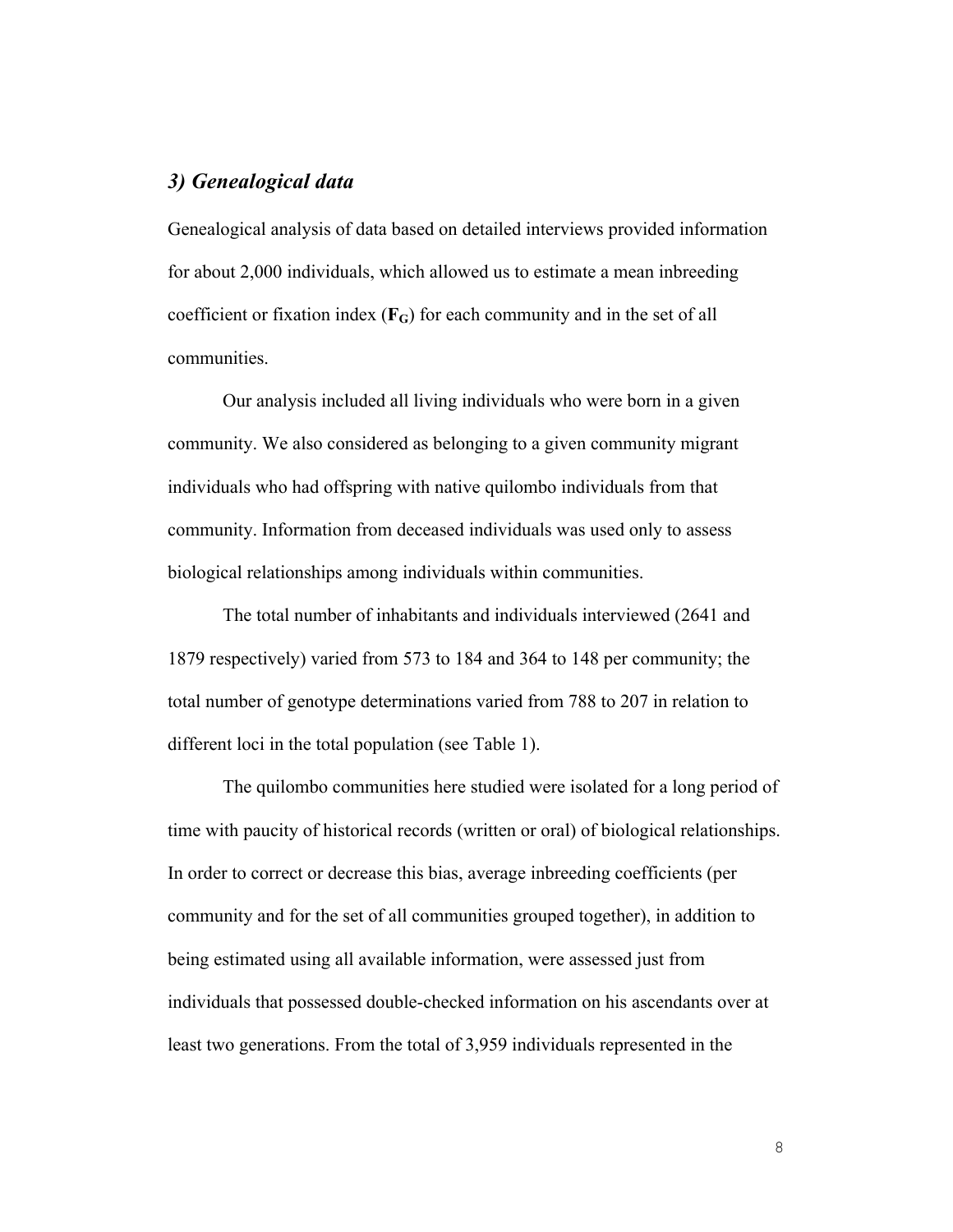### *3) Genealogical data*

Genealogical analysis of data based on detailed interviews provided information for about 2,000 individuals, which allowed us to estimate a mean inbreeding coefficient or fixation index ($\mathbf{F_G}$) for each community and in the set of all communities.

Our analysis included all living individuals who were born in a given community. We also considered as belonging to a given community migrant individuals who had offspring with native quilombo individuals from that community. Information from deceased individuals was used only to assess biological relationships among individuals within communities.

The total number of inhabitants and individuals interviewed (2641 and 1879 respectively) varied from 573 to 184 and 364 to 148 per community; the total number of genotype determinations varied from 788 to 207 in relation to different loci in the total population (see Table 1).

The quilombo communities here studied were isolated for a long period of time with paucity of historical records (written or oral) of biological relationships. In order to correct or decrease this bias, average inbreeding coefficients (per community and for the set of all communities grouped together), in addition to being estimated using all available information, were assessed just from individuals that possessed double-checked information on his ascendants over at least two generations. From the total of 3,959 individuals represented in the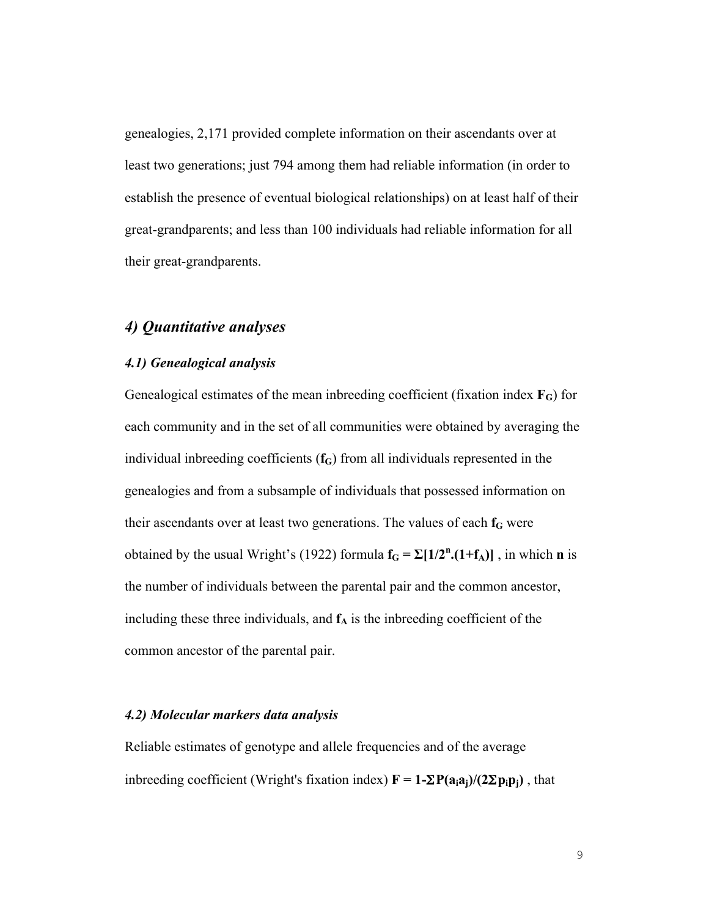genealogies, 2,171 provided complete information on their ascendants over at least two generations; just 794 among them had reliable information (in order to establish the presence of eventual biological relationships) on at least half of their great-grandparents; and less than 100 individuals had reliable information for all their great-grandparents.

## *4) Quantitative analyses*

### *4.1) Genealogical analysis*

Genealogical estimates of the mean inbreeding coefficient (fixation index $\mathbf{F_G}$) for each community and in the set of all communities were obtained by averaging the individual inbreeding coefficients ($\mathbf{f_G}$) from all individuals represented in the genealogies and from a subsample of individuals that possessed information on their ascendants over at least two generations. The values of each $\mathbf{f_G}$ were obtained by the usual Wright's (1922) formula $\mathbf{f_G = \Sigma[1/2^n.(1+f_A)]}$ , in which $\mathbf{n}$ is the number of individuals between the parental pair and the common ancestor, including these three individuals, and $\mathbf{f_A}$ is the inbreeding coefficient of the common ancestor of the parental pair.

### *4.2) Molecular markers data analysis*

Reliable estimates of genotype and allele frequencies and of the average inbreeding coefficient (Wright's fixation index) $\mathbf{F = 1\text{-}\Sigma P(a_ia_j)/(2\Sigma p_ip_j)}$ , that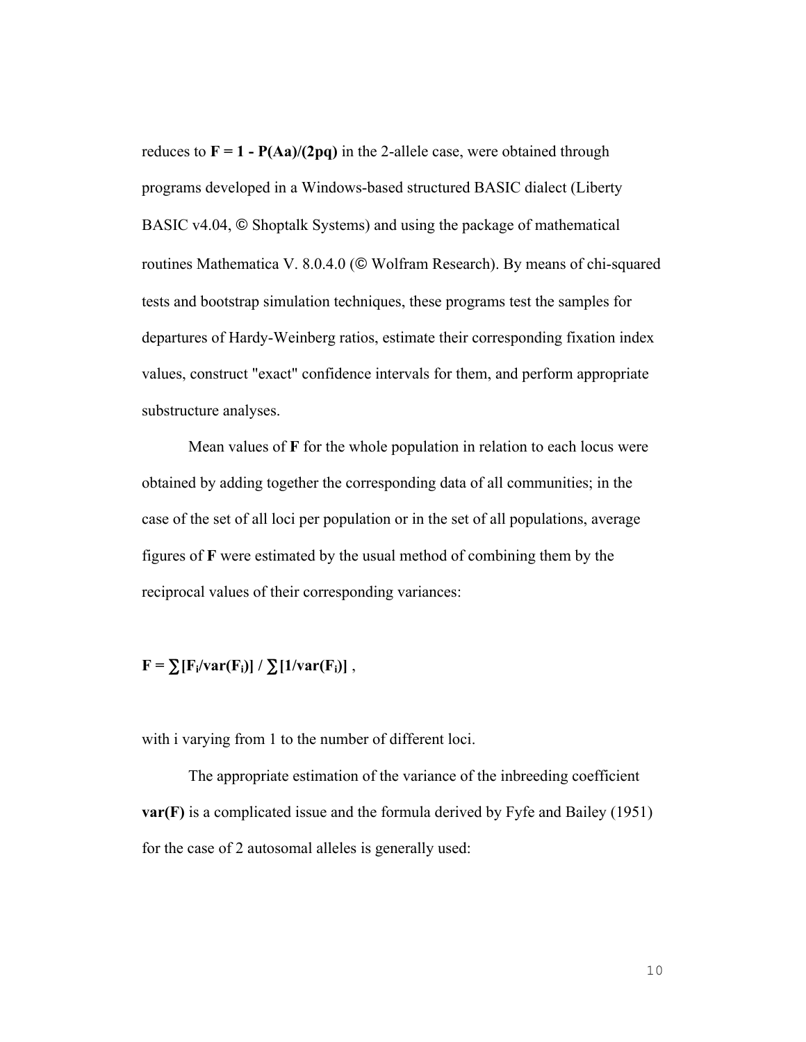reduces to **$F = 1 - P(Aa)/(2pq)$** in the 2-allele case, were obtained through programs developed in a Windows-based structured BASIC dialect (Liberty BASIC v4.04, © Shoptalk Systems) and using the package of mathematical routines Mathematica V. 8.0.4.0 (© Wolfram Research). By means of chi-squared tests and bootstrap simulation techniques, these programs test the samples for departures of Hardy-Weinberg ratios, estimate their corresponding fixation index values, construct "exact" confidence intervals for them, and perform appropriate substructure analyses.

Mean values of **F** for the whole population in relation to each locus were obtained by adding together the corresponding data of all communities; in the case of the set of all loci per population or in the set of all populations, average figures of **F** were estimated by the usual method of combining them by the reciprocal values of their corresponding variances:

$$F = \sum[F_i/\mathrm{var}(F_i)] \,/\, \sum[1/\mathrm{var}(F_i)] \;,$$

with i varying from 1 to the number of different loci.

The appropriate estimation of the variance of the inbreeding coefficient **var(F)** is a complicated issue and the formula derived by Fyfe and Bailey (1951) for the case of 2 autosomal alleles is generally used: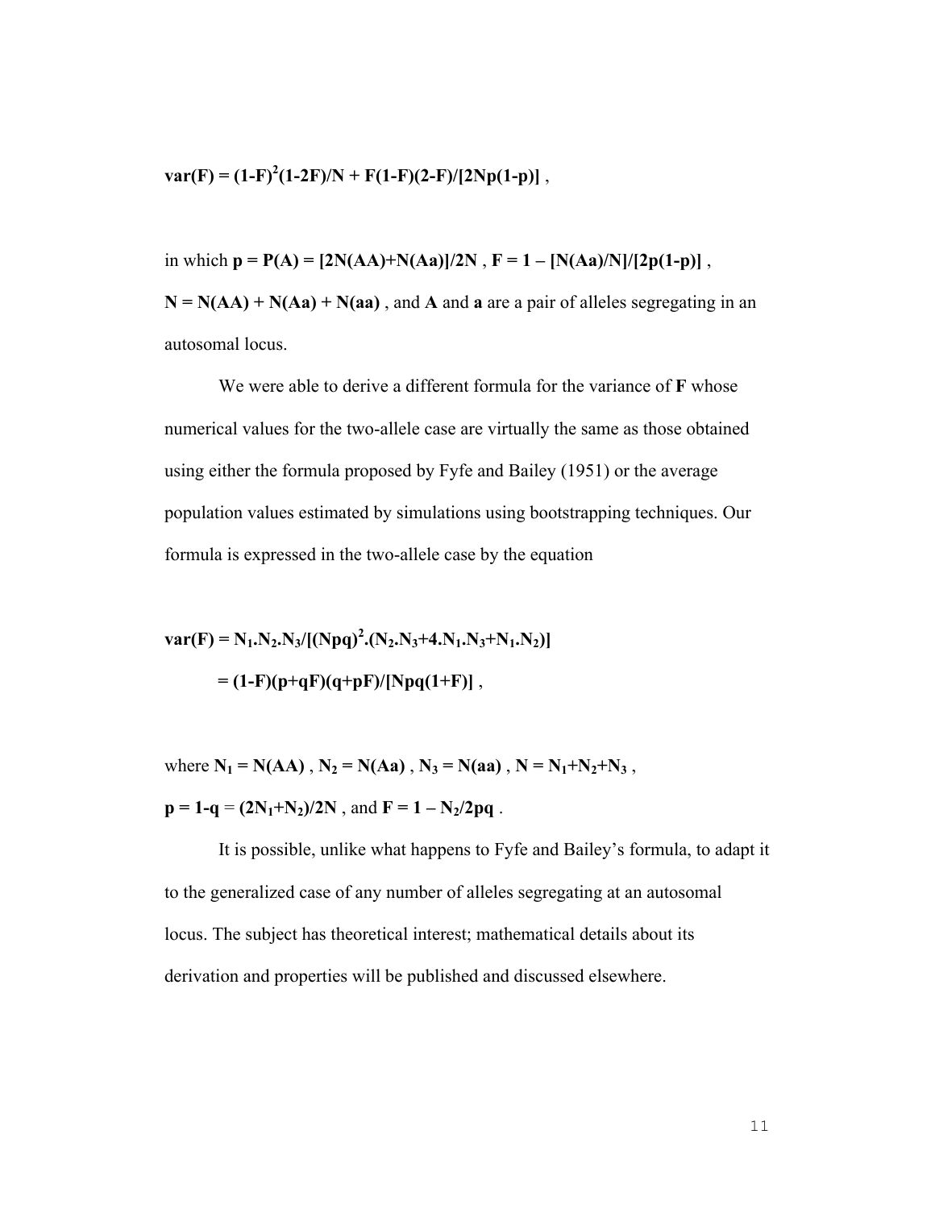$$\mathbf{var(F) = (1\text{-}F)^2(1\text{-}2F)/N + F(1\text{-}F)(2\text{-}F)/[2Np(1\text{-}p)]} \ ,$$

in which $\mathbf{p = P(A) = [2N(AA)+N(Aa)]/2N}$ , $\mathbf{F = 1 - [N(Aa)/N]/[2p(1\text{-}p)]}$ , $\mathbf{N = N(AA) + N(Aa) + N(aa)}$ , and **A** and **a** are a pair of alleles segregating in an autosomal locus.

We were able to derive a different formula for the variance of **F** whose numerical values for the two-allele case are virtually the same as those obtained using either the formula proposed by Fyfe and Bailey (1951) or the average population values estimated by simulations using bootstrapping techniques. Our formula is expressed in the two-allele case by the equation

$$\mathbf{var(F) = N_1.N_2.N_3/[(Npq)^2.(N_2.N_3+4.N_1.N_3+N_1.N_2)]}$$

$$\mathbf{= (1\text{-}F)(p+qF)(q+pF)/[Npq(1+F)]} \ ,$$

where $\mathbf{N_1 = N(AA)}$ , $\mathbf{N_2 = N(Aa)}$ , $\mathbf{N_3 = N(aa)}$ , $\mathbf{N = N_1+N_2+N_3}$ , $\mathbf{p = 1\text{-}q} = \mathbf{(2N_1+N_2)/2N}$ , and $\mathbf{F = 1 - N_2/2pq}$ .

It is possible, unlike what happens to Fyfe and Bailey's formula, to adapt it to the generalized case of any number of alleles segregating at an autosomal locus. The subject has theoretical interest; mathematical details about its derivation and properties will be published and discussed elsewhere.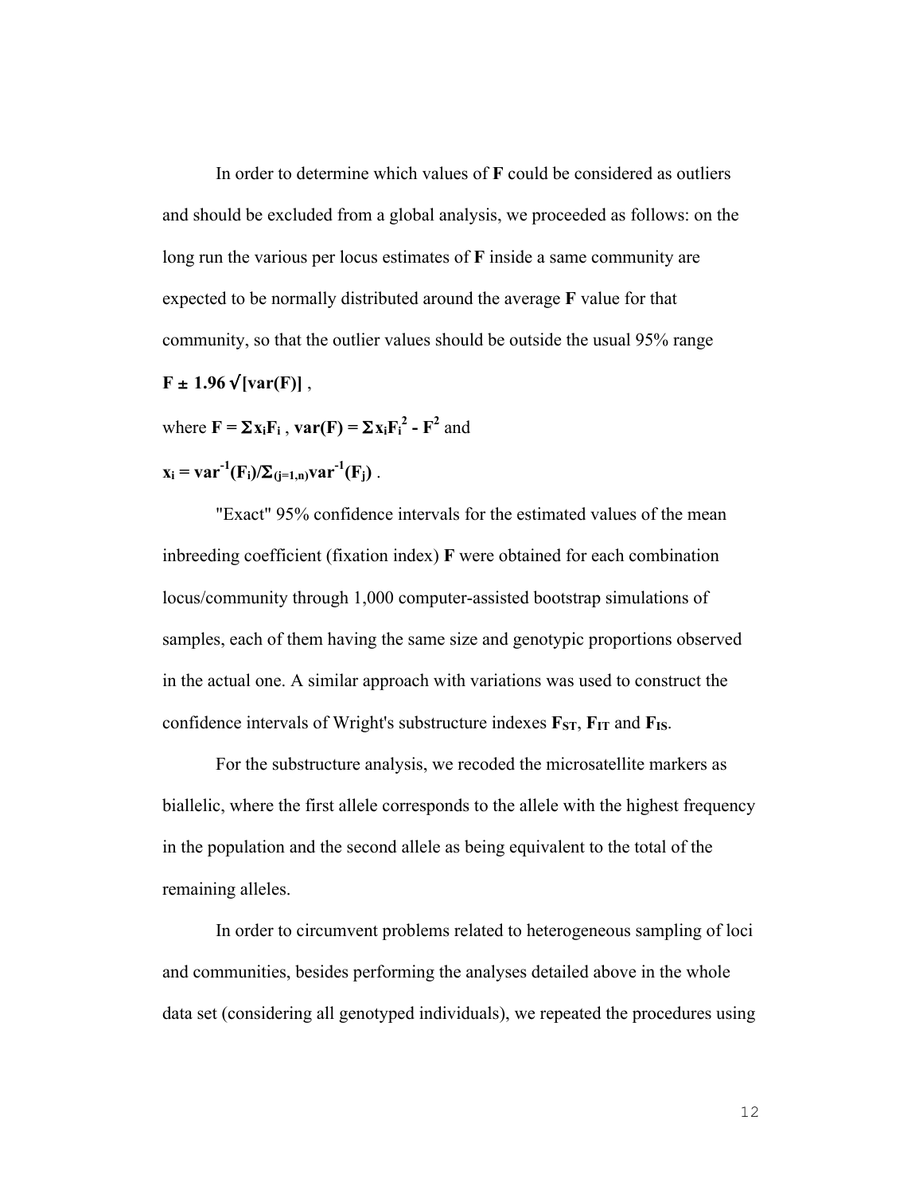In order to determine which values of **F** could be considered as outliers and should be excluded from a global analysis, we proceeded as follows: on the long run the various per locus estimates of **F** inside a same community are expected to be normally distributed around the average **F** value for that community, so that the outlier values should be outside the usual 95% range

$\mathbf{F \pm 1.96 \sqrt{[var(F)]}}$ ,

where $\mathbf{F = \Sigma x_i F_i}$ , $\mathbf{var(F) = \Sigma x_i F_i^2 - F^2}$ and

$\mathbf{x_i = var^{-1}(F_i)/\Sigma_{(j=1,n)} var^{-1}(F_j)}$ .

"Exact" 95% confidence intervals for the estimated values of the mean inbreeding coefficient (fixation index) **F** were obtained for each combination locus/community through 1,000 computer-assisted bootstrap simulations of samples, each of them having the same size and genotypic proportions observed in the actual one. A similar approach with variations was used to construct the confidence intervals of Wright's substructure indexes $\mathbf{F_{ST}}$, $\mathbf{F_{IT}}$ and $\mathbf{F_{IS}}$.

For the substructure analysis, we recoded the microsatellite markers as biallelic, where the first allele corresponds to the allele with the highest frequency in the population and the second allele as being equivalent to the total of the remaining alleles.

In order to circumvent problems related to heterogeneous sampling of loci and communities, besides performing the analyses detailed above in the whole data set (considering all genotyped individuals), we repeated the procedures using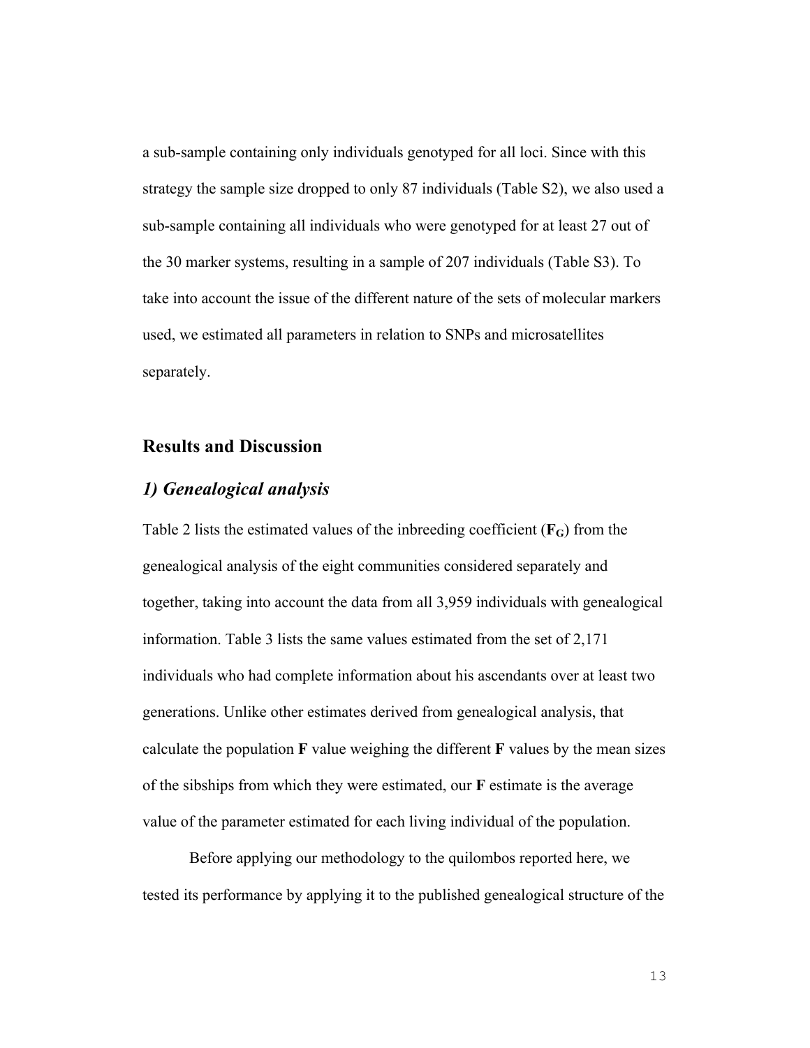a sub-sample containing only individuals genotyped for all loci. Since with this strategy the sample size dropped to only 87 individuals (Table S2), we also used a sub-sample containing all individuals who were genotyped for at least 27 out of the 30 marker systems, resulting in a sample of 207 individuals (Table S3). To take into account the issue of the different nature of the sets of molecular markers used, we estimated all parameters in relation to SNPs and microsatellites separately.

## Results and Discussion

### *1) Genealogical analysis*

Table 2 lists the estimated values of the inbreeding coefficient ($\mathbf{F_G}$) from the genealogical analysis of the eight communities considered separately and together, taking into account the data from all 3,959 individuals with genealogical information. Table 3 lists the same values estimated from the set of 2,171 individuals who had complete information about his ascendants over at least two generations. Unlike other estimates derived from genealogical analysis, that calculate the population **F** value weighing the different **F** values by the mean sizes of the sibships from which they were estimated, our **F** estimate is the average value of the parameter estimated for each living individual of the population.

Before applying our methodology to the quilombos reported here, we tested its performance by applying it to the published genealogical structure of the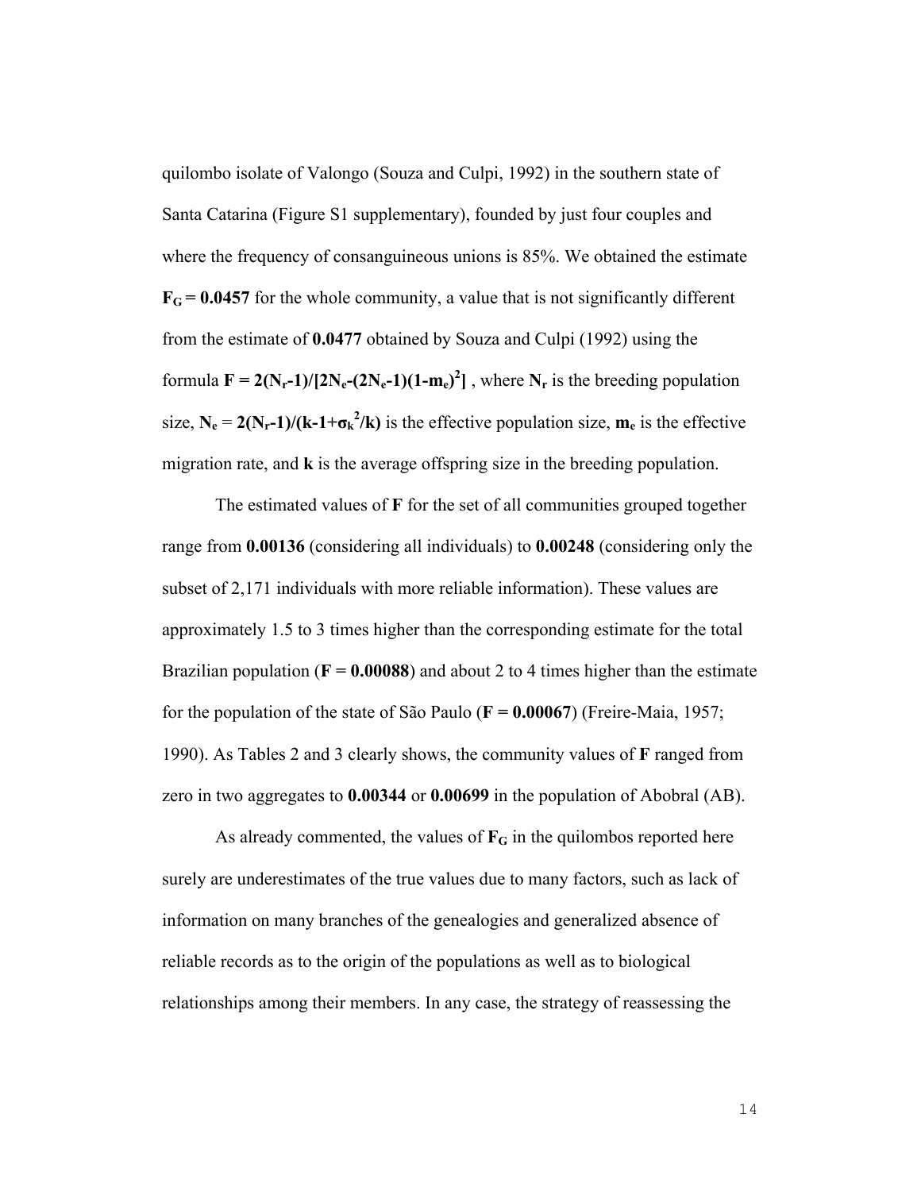quilombo isolate of Valongo (Souza and Culpi, 1992) in the southern state of Santa Catarina (Figure S1 supplementary), founded by just four couples and where the frequency of consanguineous unions is 85%. We obtained the estimate $\mathbf{F_G = 0.0457}$ for the whole community, a value that is not significantly different from the estimate of **0.0477** obtained by Souza and Culpi (1992) using the formula $\mathbf{F = 2(N_r-1)/[2N_e-(2N_e-1)(1-m_e)^2]}$ , where $\mathbf{N_r}$ is the breeding population size, $\mathbf{N_e} = \mathbf{2(N_r-1)/(k-1+\sigma_k^2/k)}$ is the effective population size, $\mathbf{m_e}$ is the effective migration rate, and **k** is the average offspring size in the breeding population.

The estimated values of **F** for the set of all communities grouped together range from **0.00136** (considering all individuals) to **0.00248** (considering only the subset of 2,171 individuals with more reliable information). These values are approximately 1.5 to 3 times higher than the corresponding estimate for the total Brazilian population (**F = 0.00088**) and about 2 to 4 times higher than the estimate for the population of the state of São Paulo (**F = 0.00067**) (Freire-Maia, 1957; 1990). As Tables 2 and 3 clearly shows, the community values of **F** ranged from zero in two aggregates to **0.00344** or **0.00699** in the population of Abobral (AB).

As already commented, the values of $\mathbf{F_G}$ in the quilombos reported here surely are underestimates of the true values due to many factors, such as lack of information on many branches of the genealogies and generalized absence of reliable records as to the origin of the populations as well as to biological relationships among their members. In any case, the strategy of reassessing the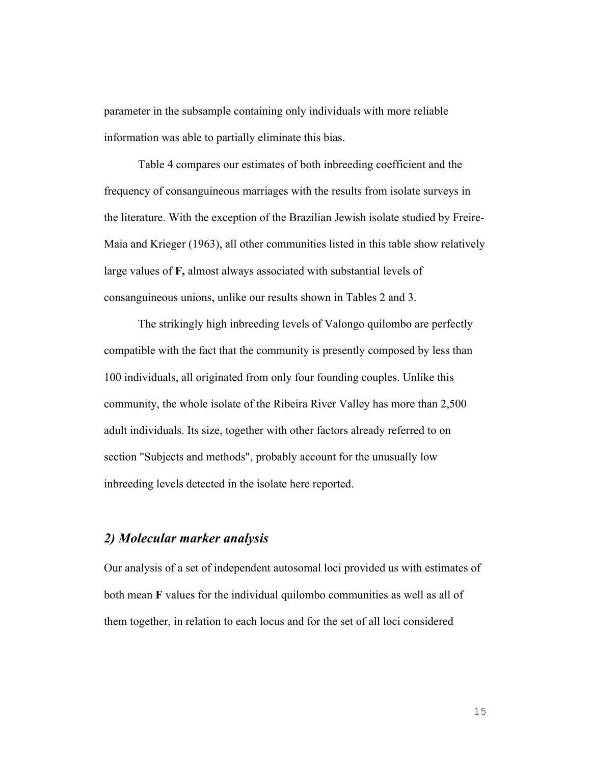parameter in the subsample containing only individuals with more reliable information was able to partially eliminate this bias.

Table 4 compares our estimates of both inbreeding coefficient and the frequency of consanguineous marriages with the results from isolate surveys in the literature. With the exception of the Brazilian Jewish isolate studied by Freire-Maia and Krieger (1963), all other communities listed in this table show relatively large values of **F,** almost always associated with substantial levels of consanguineous unions, unlike our results shown in Tables 2 and 3.

The strikingly high inbreeding levels of Valongo quilombo are perfectly compatible with the fact that the community is presently composed by less than 100 individuals, all originated from only four founding couples. Unlike this community, the whole isolate of the Ribeira River Valley has more than 2,500 adult individuals. Its size, together with other factors already referred to on section "Subjects and methods", probably account for the unusually low inbreeding levels detected in the isolate here reported.

## *2) Molecular marker analysis*

Our analysis of a set of independent autosomal loci provided us with estimates of both mean **F** values for the individual quilombo communities as well as all of them together, in relation to each locus and for the set of all loci considered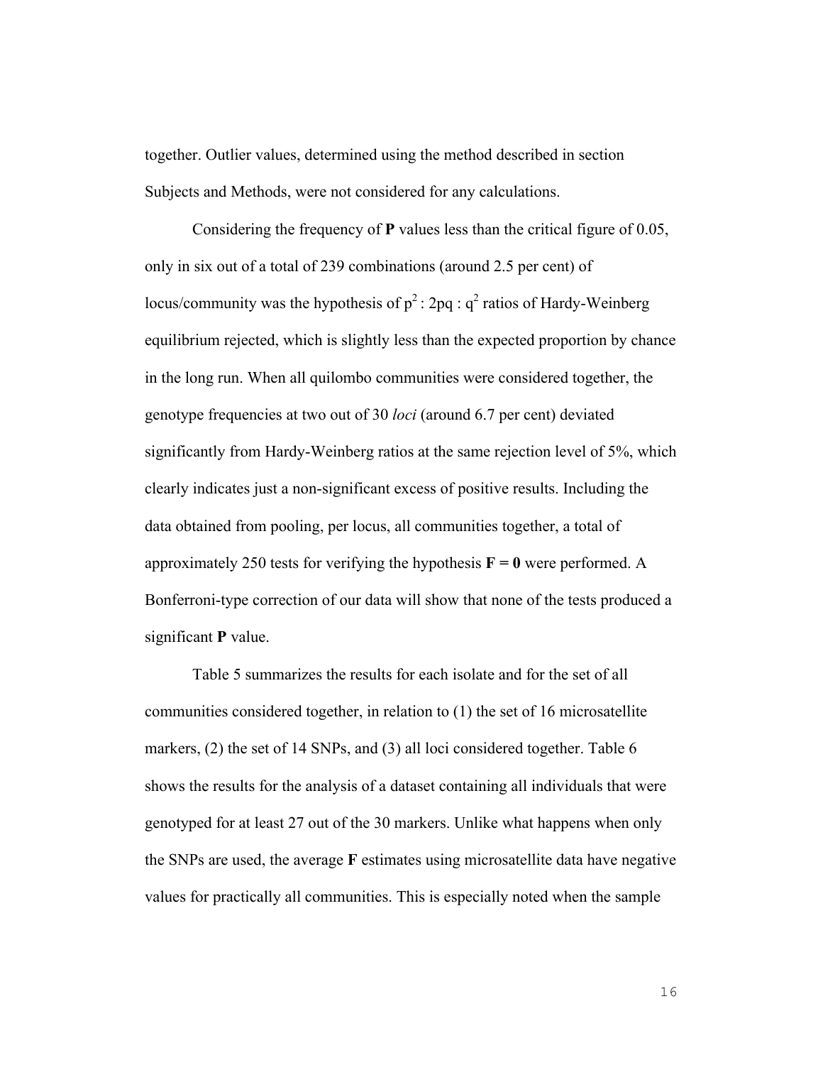together. Outlier values, determined using the method described in section Subjects and Methods, were not considered for any calculations.

Considering the frequency of **P** values less than the critical figure of 0.05, only in six out of a total of 239 combinations (around 2.5 per cent) of locus/community was the hypothesis of $p^2 : 2pq : q^2$ ratios of Hardy-Weinberg equilibrium rejected, which is slightly less than the expected proportion by chance in the long run. When all quilombo communities were considered together, the genotype frequencies at two out of 30 *loci* (around 6.7 per cent) deviated significantly from Hardy-Weinberg ratios at the same rejection level of 5%, which clearly indicates just a non-significant excess of positive results. Including the data obtained from pooling, per locus, all communities together, a total of approximately 250 tests for verifying the hypothesis **F = 0** were performed. A Bonferroni-type correction of our data will show that none of the tests produced a significant **P** value.

Table 5 summarizes the results for each isolate and for the set of all communities considered together, in relation to (1) the set of 16 microsatellite markers, (2) the set of 14 SNPs, and (3) all loci considered together. Table 6 shows the results for the analysis of a dataset containing all individuals that were genotyped for at least 27 out of the 30 markers. Unlike what happens when only the SNPs are used, the average **F** estimates using microsatellite data have negative values for practically all communities. This is especially noted when the sample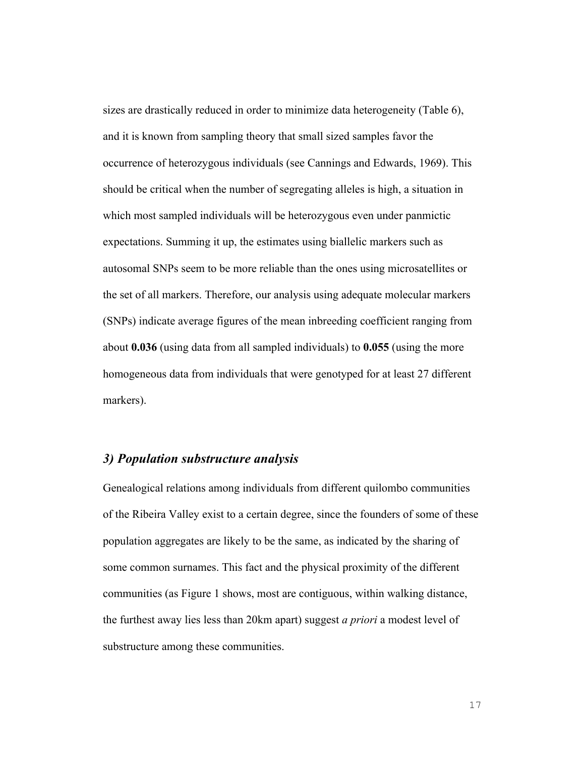sizes are drastically reduced in order to minimize data heterogeneity (Table 6), and it is known from sampling theory that small sized samples favor the occurrence of heterozygous individuals (see Cannings and Edwards, 1969). This should be critical when the number of segregating alleles is high, a situation in which most sampled individuals will be heterozygous even under panmictic expectations. Summing it up, the estimates using biallelic markers such as autosomal SNPs seem to be more reliable than the ones using microsatellites or the set of all markers. Therefore, our analysis using adequate molecular markers (SNPs) indicate average figures of the mean inbreeding coefficient ranging from about **0.036** (using data from all sampled individuals) to **0.055** (using the more homogeneous data from individuals that were genotyped for at least 27 different markers).

### *3) Population substructure analysis*

Genealogical relations among individuals from different quilombo communities of the Ribeira Valley exist to a certain degree, since the founders of some of these population aggregates are likely to be the same, as indicated by the sharing of some common surnames. This fact and the physical proximity of the different communities (as Figure 1 shows, most are contiguous, within walking distance, the furthest away lies less than 20km apart) suggest *a priori* a modest level of substructure among these communities.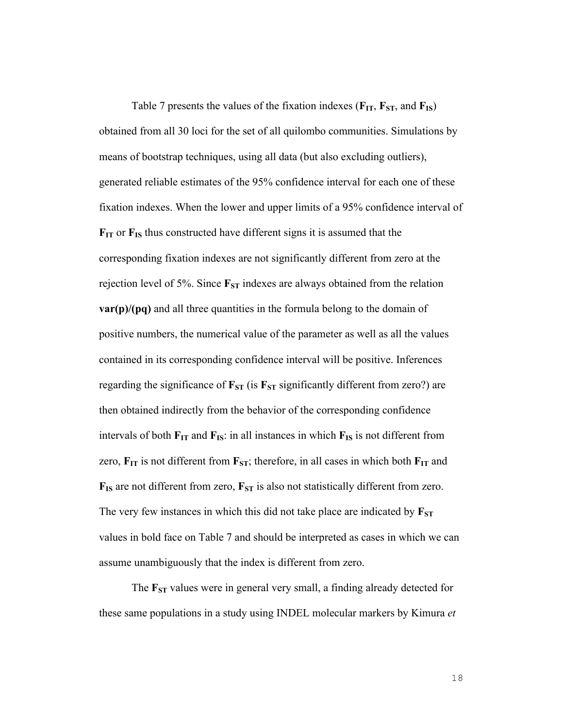Table 7 presents the values of the fixation indexes (**$F_{IT}$**, **$F_{ST}$**, and **$F_{IS}$**) obtained from all 30 loci for the set of all quilombo communities. Simulations by means of bootstrap techniques, using all data (but also excluding outliers), generated reliable estimates of the 95% confidence interval for each one of these fixation indexes. When the lower and upper limits of a 95% confidence interval of **$F_{IT}$** or **$F_{IS}$** thus constructed have different signs it is assumed that the corresponding fixation indexes are not significantly different from zero at the rejection level of 5%. Since **$F_{ST}$** indexes are always obtained from the relation **$var(p)/(pq)$** and all three quantities in the formula belong to the domain of positive numbers, the numerical value of the parameter as well as all the values contained in its corresponding confidence interval will be positive. Inferences regarding the significance of **$F_{ST}$** (is **$F_{ST}$** significantly different from zero?) are then obtained indirectly from the behavior of the corresponding confidence intervals of both **$F_{IT}$** and **$F_{IS}$**: in all instances in which **$F_{IS}$** is not different from zero, **$F_{IT}$** is not different from **$F_{ST}$**; therefore, in all cases in which both **$F_{IT}$** and **$F_{IS}$** are not different from zero, **$F_{ST}$** is also not statistically different from zero. The very few instances in which this did not take place are indicated by **$F_{ST}$** values in bold face on Table 7 and should be interpreted as cases in which we can assume unambiguously that the index is different from zero.

The **$F_{ST}$** values were in general very small, a finding already detected for these same populations in a study using INDEL molecular markers by Kimura *et*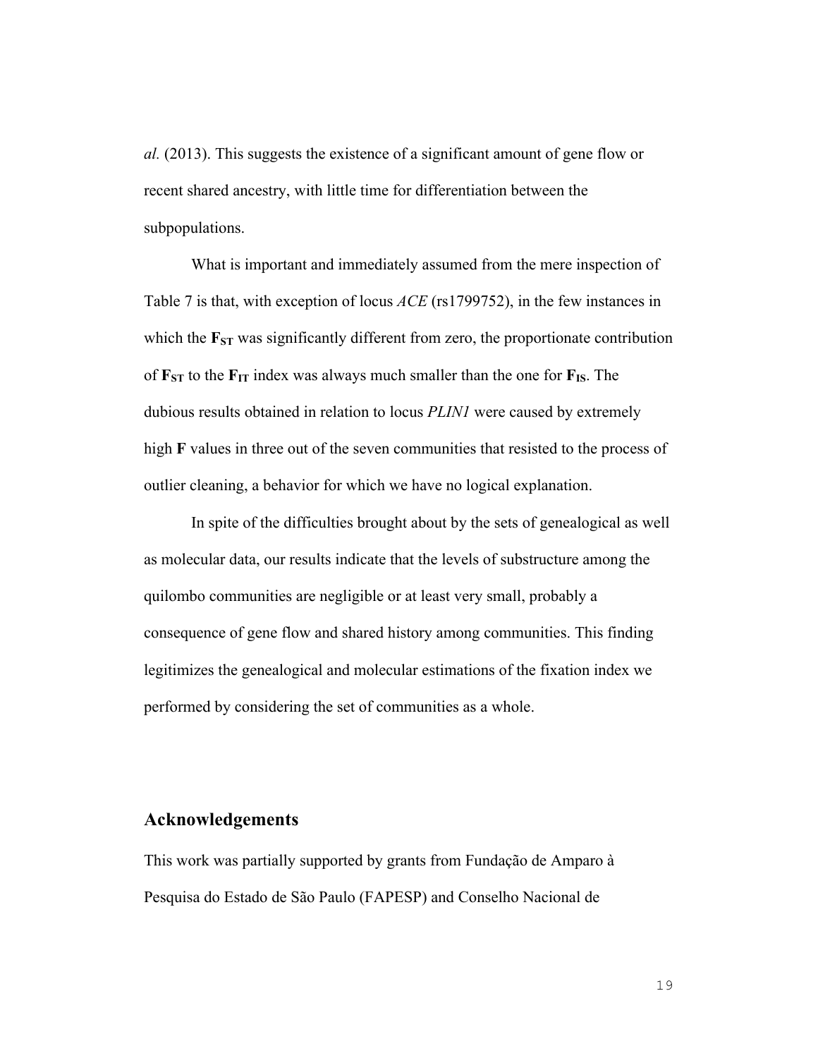*al.* (2013). This suggests the existence of a significant amount of gene flow or recent shared ancestry, with little time for differentiation between the subpopulations.

What is important and immediately assumed from the mere inspection of Table 7 is that, with exception of locus *ACE* (rs1799752), in the few instances in which the $\mathbf{F_{ST}}$ was significantly different from zero, the proportionate contribution of $\mathbf{F_{ST}}$ to the $\mathbf{F_{IT}}$ index was always much smaller than the one for $\mathbf{F_{IS}}$. The dubious results obtained in relation to locus *PLIN1* were caused by extremely high **F** values in three out of the seven communities that resisted to the process of outlier cleaning, a behavior for which we have no logical explanation.

In spite of the difficulties brought about by the sets of genealogical as well as molecular data, our results indicate that the levels of substructure among the quilombo communities are negligible or at least very small, probably a consequence of gene flow and shared history among communities. This finding legitimizes the genealogical and molecular estimations of the fixation index we performed by considering the set of communities as a whole.

## Acknowledgements

This work was partially supported by grants from Fundação de Amparo à Pesquisa do Estado de São Paulo (FAPESP) and Conselho Nacional de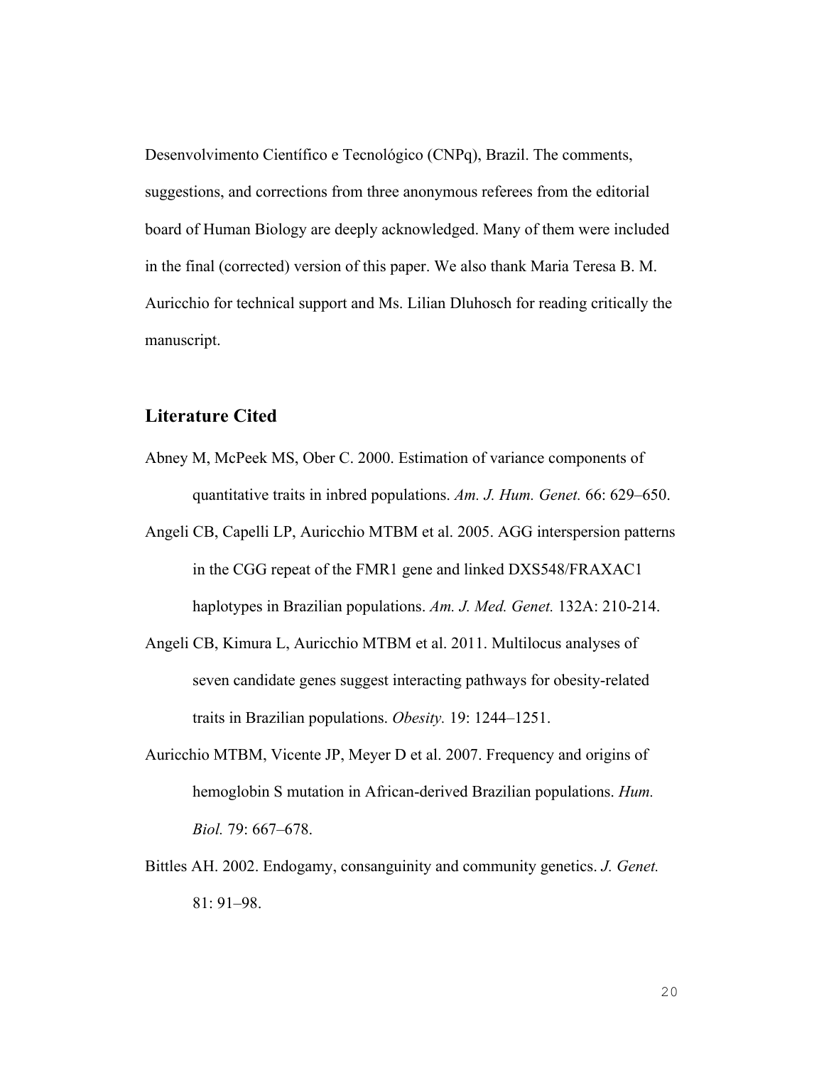Desenvolvimento Científico e Tecnológico (CNPq), Brazil. The comments, suggestions, and corrections from three anonymous referees from the editorial board of Human Biology are deeply acknowledged. Many of them were included in the final (corrected) version of this paper. We also thank Maria Teresa B. M. Auricchio for technical support and Ms. Lilian Dluhosch for reading critically the manuscript.

## Literature Cited

Abney M, McPeek MS, Ober C. 2000. Estimation of variance components of quantitative traits in inbred populations. *Am. J. Hum. Genet.* 66: 629–650.

Angeli CB, Capelli LP, Auricchio MTBM et al. 2005. AGG interspersion patterns in the CGG repeat of the FMR1 gene and linked DXS548/FRAXAC1 haplotypes in Brazilian populations. *Am. J. Med. Genet.* 132A: 210-214.

Angeli CB, Kimura L, Auricchio MTBM et al. 2011. Multilocus analyses of seven candidate genes suggest interacting pathways for obesity-related traits in Brazilian populations. *Obesity.* 19: 1244–1251.

Auricchio MTBM, Vicente JP, Meyer D et al. 2007. Frequency and origins of hemoglobin S mutation in African-derived Brazilian populations. *Hum. Biol.* 79: 667–678.

Bittles AH. 2002. Endogamy, consanguinity and community genetics. *J. Genet.* 81: 91–98.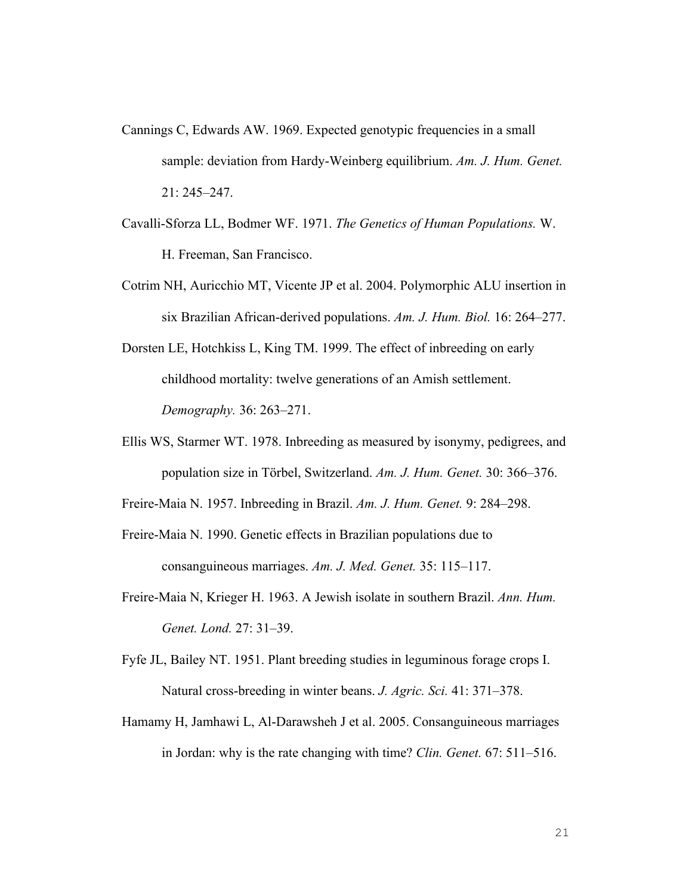Cannings C, Edwards AW. 1969. Expected genotypic frequencies in a small sample: deviation from Hardy-Weinberg equilibrium. *Am. J. Hum. Genet.* 21: 245–247.

Cavalli-Sforza LL, Bodmer WF. 1971. *The Genetics of Human Populations.* W. H. Freeman, San Francisco.

Cotrim NH, Auricchio MT, Vicente JP et al. 2004. Polymorphic ALU insertion in six Brazilian African-derived populations. *Am. J. Hum. Biol.* 16: 264–277.

Dorsten LE, Hotchkiss L, King TM. 1999. The effect of inbreeding on early childhood mortality: twelve generations of an Amish settlement. *Demography.* 36: 263–271.

Ellis WS, Starmer WT. 1978. Inbreeding as measured by isonymy, pedigrees, and population size in Törbel, Switzerland. *Am. J. Hum. Genet.* 30: 366–376.

Freire-Maia N. 1957. Inbreeding in Brazil. *Am. J. Hum. Genet.* 9: 284–298.

Freire-Maia N. 1990. Genetic effects in Brazilian populations due to consanguineous marriages. *Am. J. Med. Genet.* 35: 115–117.

Freire-Maia N, Krieger H. 1963. A Jewish isolate in southern Brazil. *Ann. Hum. Genet. Lond.* 27: 31–39.

Fyfe JL, Bailey NT. 1951. Plant breeding studies in leguminous forage crops I. Natural cross-breeding in winter beans. *J. Agric. Sci.* 41: 371–378.

Hamamy H, Jamhawi L, Al-Darawsheh J et al. 2005. Consanguineous marriages in Jordan: why is the rate changing with time? *Clin. Genet.* 67: 511–516.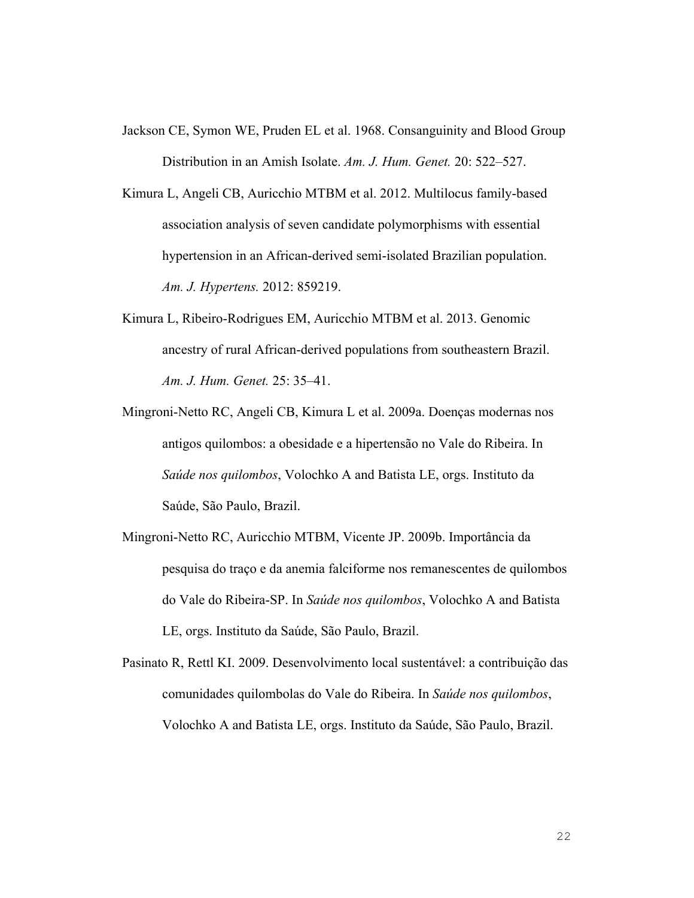Jackson CE, Symon WE, Pruden EL et al. 1968. Consanguinity and Blood Group Distribution in an Amish Isolate. *Am. J. Hum. Genet.* 20: 522–527.

Kimura L, Angeli CB, Auricchio MTBM et al. 2012. Multilocus family-based association analysis of seven candidate polymorphisms with essential hypertension in an African-derived semi-isolated Brazilian population. *Am. J. Hypertens.* 2012: 859219.

Kimura L, Ribeiro-Rodrigues EM, Auricchio MTBM et al. 2013. Genomic ancestry of rural African-derived populations from southeastern Brazil. *Am. J. Hum. Genet.* 25: 35–41.

Mingroni-Netto RC, Angeli CB, Kimura L et al. 2009a. Doenças modernas nos antigos quilombos: a obesidade e a hipertensão no Vale do Ribeira. In *Saúde nos quilombos*, Volochko A and Batista LE, orgs. Instituto da Saúde, São Paulo, Brazil.

Mingroni-Netto RC, Auricchio MTBM, Vicente JP. 2009b. Importância da pesquisa do traço e da anemia falciforme nos remanescentes de quilombos do Vale do Ribeira-SP. In *Saúde nos quilombos*, Volochko A and Batista LE, orgs. Instituto da Saúde, São Paulo, Brazil.

Pasinato R, Rettl KI. 2009. Desenvolvimento local sustentável: a contribuição das comunidades quilombolas do Vale do Ribeira. In *Saúde nos quilombos*, Volochko A and Batista LE, orgs. Instituto da Saúde, São Paulo, Brazil.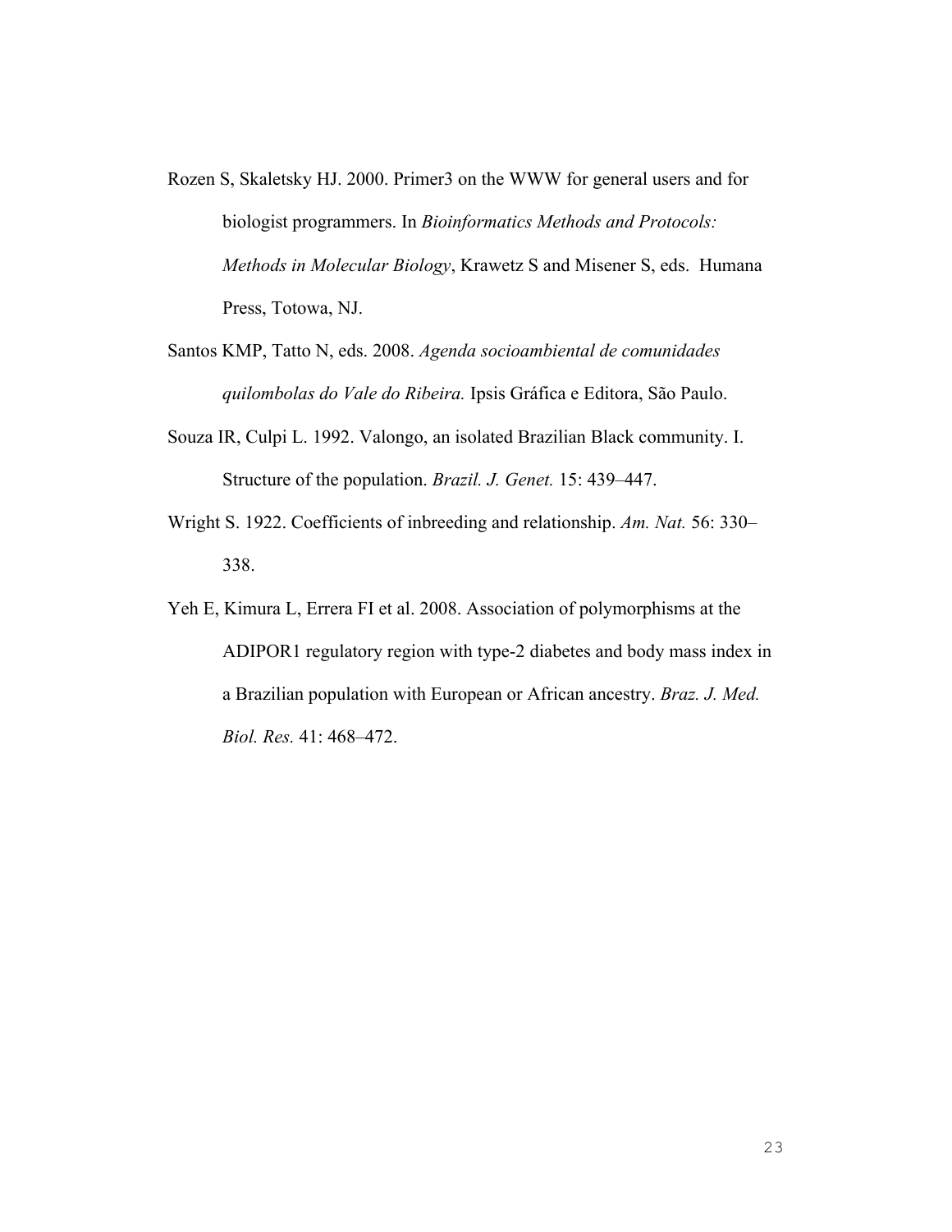Rozen S, Skaletsky HJ. 2000. Primer3 on the WWW for general users and for biologist programmers. In *Bioinformatics Methods and Protocols: Methods in Molecular Biology*, Krawetz S and Misener S, eds. Humana Press, Totowa, NJ.

Santos KMP, Tatto N, eds. 2008. *Agenda socioambiental de comunidades quilombolas do Vale do Ribeira.* Ipsis Gráfica e Editora, São Paulo.

Souza IR, Culpi L. 1992. Valongo, an isolated Brazilian Black community. I. Structure of the population. *Brazil. J. Genet.* 15: 439–447.

Wright S. 1922. Coefficients of inbreeding and relationship. *Am. Nat.* 56: 330–338.

Yeh E, Kimura L, Errera FI et al. 2008. Association of polymorphisms at the ADIPOR1 regulatory region with type-2 diabetes and body mass index in a Brazilian population with European or African ancestry. *Braz. J. Med. Biol. Res.* 41: 468–472.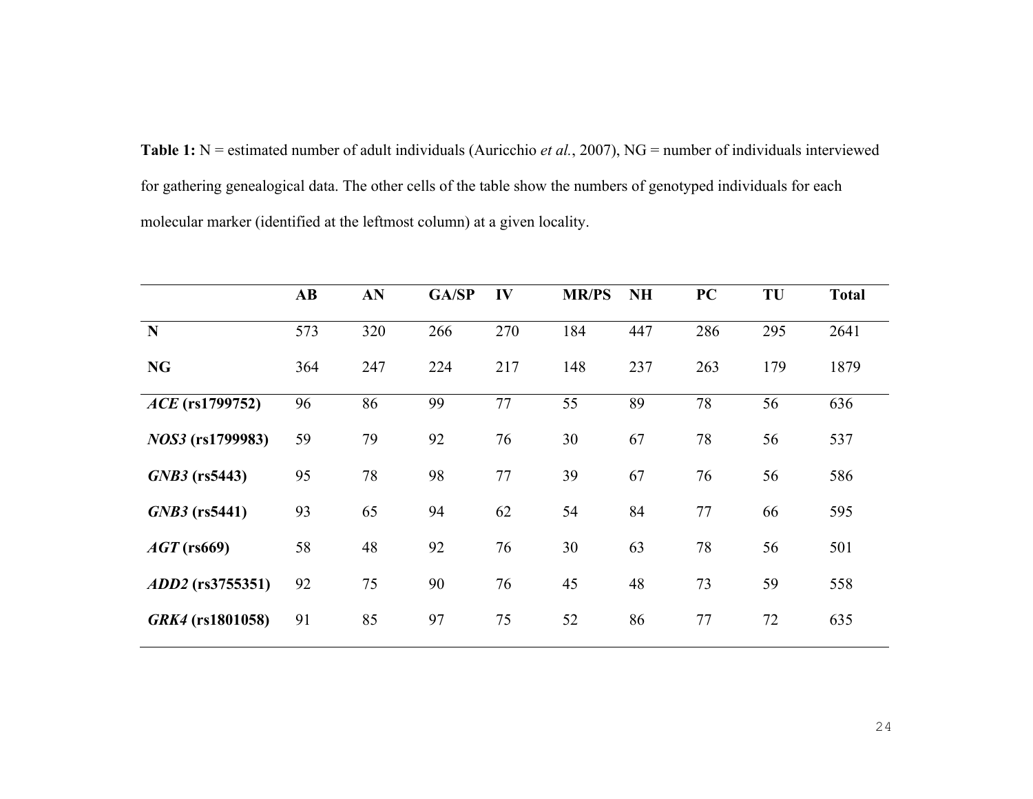**Table 1:** N = estimated number of adult individuals (Auricchio *et al.*, 2007), NG = number of individuals interviewed for gathering genealogical data. The other cells of the table show the numbers of genotyped individuals for each molecular marker (identified at the leftmost column) at a given locality.

| | **AB** | **AN** | **GA/SP** | **IV** | **MR/PS** | **NH** | **PC** | **TU** | **Total** |
|---|---|---|---|---|---|---|---|---|---|
| **N** | 573 | 320 | 266 | 270 | 184 | 447 | 286 | 295 | 2641 |
| **NG** | 364 | 247 | 224 | 217 | 148 | 237 | 263 | 179 | 1879 |
| ***ACE* (rs1799752)** | 96 | 86 | 99 | 77 | 55 | 89 | 78 | 56 | 636 |
| ***NOS3* (rs1799983)** | 59 | 79 | 92 | 76 | 30 | 67 | 78 | 56 | 537 |
| ***GNB3* (rs5443)** | 95 | 78 | 98 | 77 | 39 | 67 | 76 | 56 | 586 |
| ***GNB3* (rs5441)** | 93 | 65 | 94 | 62 | 54 | 84 | 77 | 66 | 595 |
| ***AGT* (rs669)** | 58 | 48 | 92 | 76 | 30 | 63 | 78 | 56 | 501 |
| ***ADD2* (rs3755351)** | 92 | 75 | 90 | 76 | 45 | 48 | 73 | 59 | 558 |
| ***GRK4* (rs1801058)** | 91 | 85 | 97 | 75 | 52 | 86 | 77 | 72 | 635 |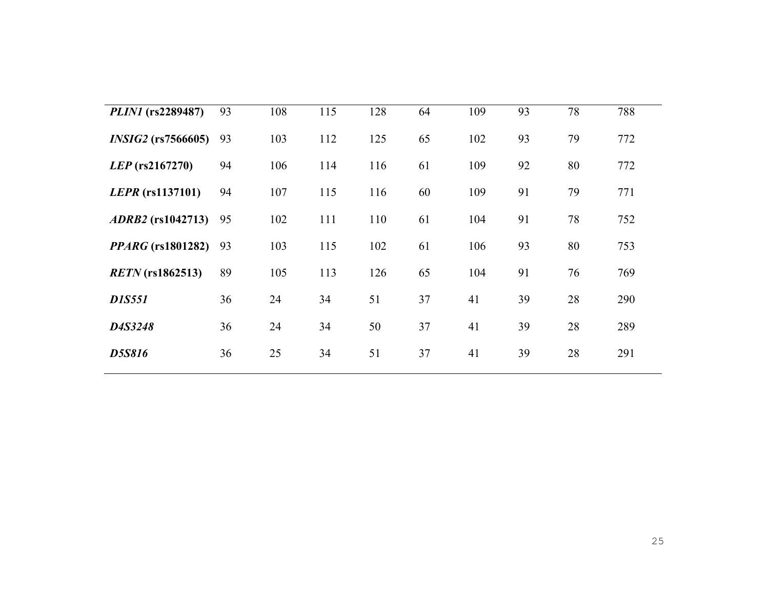| | | | | | | | | | |
|---|---|---|---|---|---|---|---|---|---|
| ***PLIN1* (rs2289487)** | 93 | 108 | 115 | 128 | 64 | 109 | 93 | 78 | 788 |
| ***INSIG2* (rs7566605)** | 93 | 103 | 112 | 125 | 65 | 102 | 93 | 79 | 772 |
| ***LEP* (rs2167270)** | 94 | 106 | 114 | 116 | 61 | 109 | 92 | 80 | 772 |
| ***LEPR* (rs1137101)** | 94 | 107 | 115 | 116 | 60 | 109 | 91 | 79 | 771 |
| ***ADRB2* (rs1042713)** | 95 | 102 | 111 | 110 | 61 | 104 | 91 | 78 | 752 |
| ***PPARG* (rs1801282)** | 93 | 103 | 115 | 102 | 61 | 106 | 93 | 80 | 753 |
| ***RETN* (rs1862513)** | 89 | 105 | 113 | 126 | 65 | 104 | 91 | 76 | 769 |
| ***D1S551*** | 36 | 24 | 34 | 51 | 37 | 41 | 39 | 28 | 290 |
| ***D4S3248*** | 36 | 24 | 34 | 50 | 37 | 41 | 39 | 28 | 289 |
| ***D5S816*** | 36 | 25 | 34 | 51 | 37 | 41 | 39 | 28 | 291 |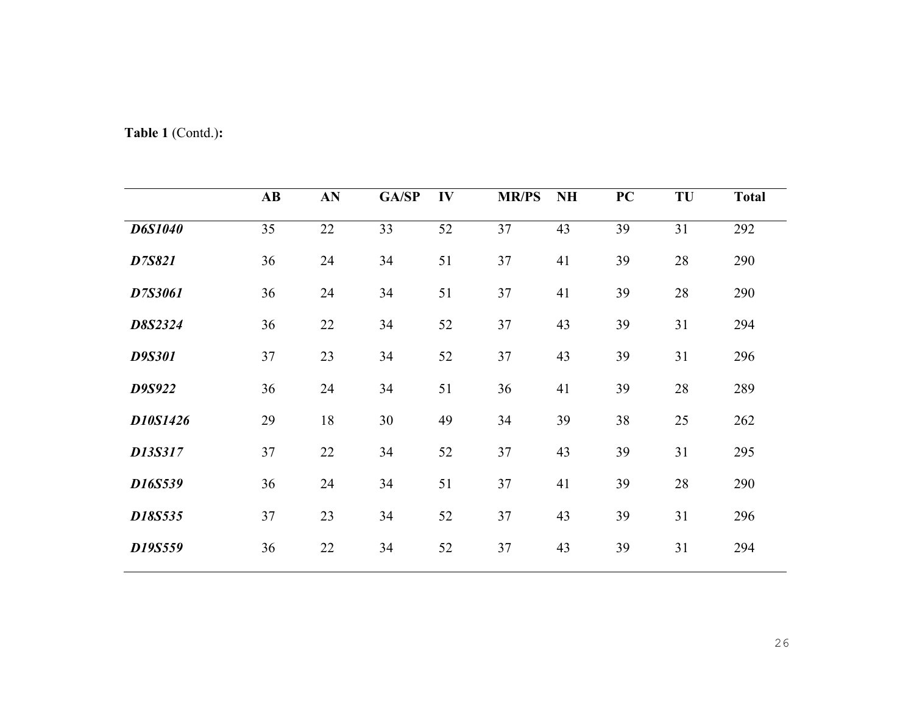**Table 1** (Contd.)**:**

| | AB | AN | GA/SP | IV | MR/PS | NH | PC | TU | Total |
|---|---|---|---|---|---|---|---|---|---|
| ***D6S1040*** | 35 | 22 | 33 | 52 | 37 | 43 | 39 | 31 | 292 |
| ***D7S821*** | 36 | 24 | 34 | 51 | 37 | 41 | 39 | 28 | 290 |
| ***D7S3061*** | 36 | 24 | 34 | 51 | 37 | 41 | 39 | 28 | 290 |
| ***D8S2324*** | 36 | 22 | 34 | 52 | 37 | 43 | 39 | 31 | 294 |
| ***D9S301*** | 37 | 23 | 34 | 52 | 37 | 43 | 39 | 31 | 296 |
| ***D9S922*** | 36 | 24 | 34 | 51 | 36 | 41 | 39 | 28 | 289 |
| ***D10S1426*** | 29 | 18 | 30 | 49 | 34 | 39 | 38 | 25 | 262 |
| ***D13S317*** | 37 | 22 | 34 | 52 | 37 | 43 | 39 | 31 | 295 |
| ***D16S539*** | 36 | 24 | 34 | 51 | 37 | 41 | 39 | 28 | 290 |
| ***D18S535*** | 37 | 23 | 34 | 52 | 37 | 43 | 39 | 31 | 296 |
| ***D19S559*** | 36 | 22 | 34 | 52 | 37 | 43 | 39 | 31 | 294 |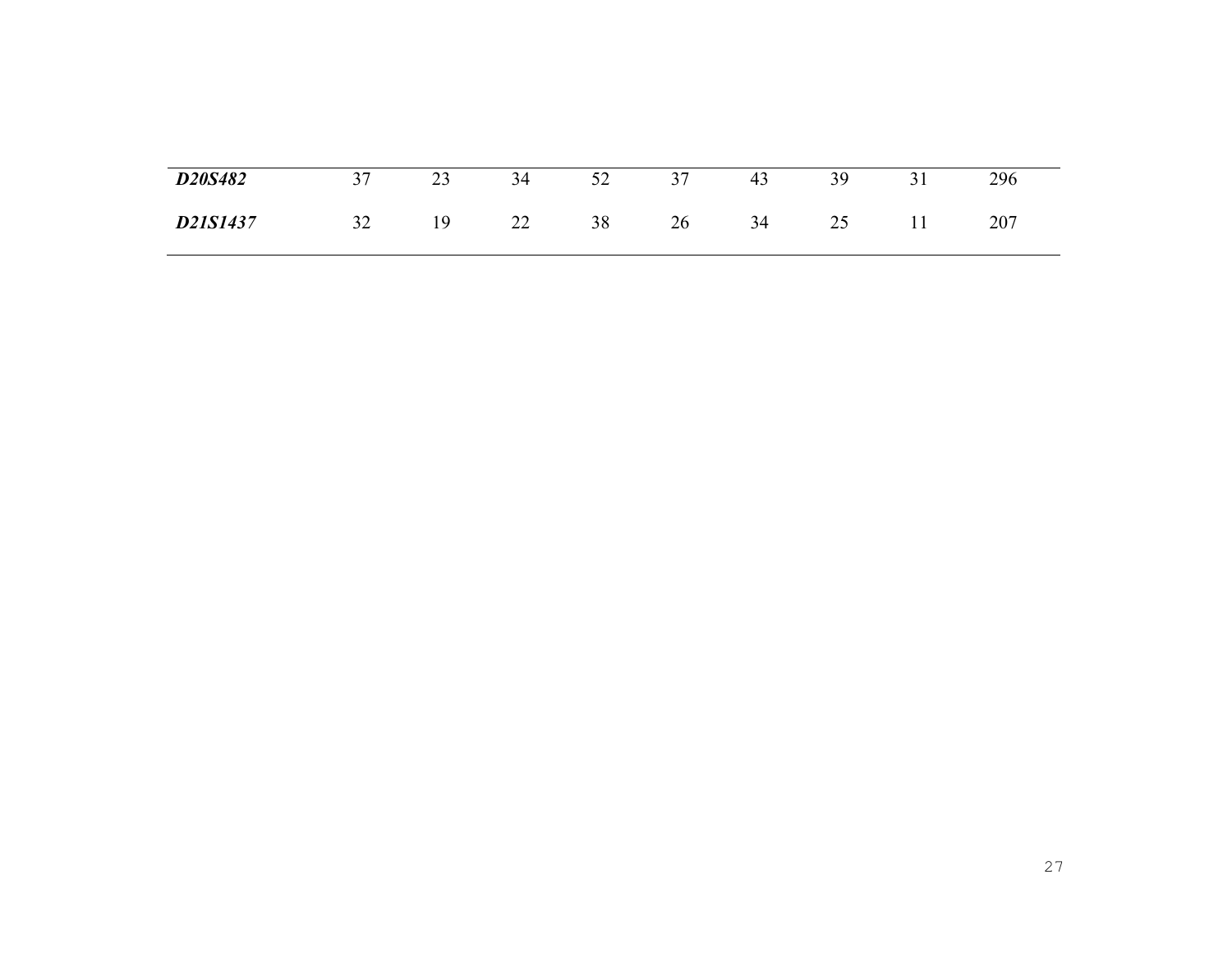| | | | | | | | | | |
|---|---|---|---|---|---|---|---|---|---|
| ***D20S482*** | 37 | 23 | 34 | 52 | 37 | 43 | 39 | 31 | 296 |
| ***D21S1437*** | 32 | 19 | 22 | 38 | 26 | 34 | 25 | 11 | 207 |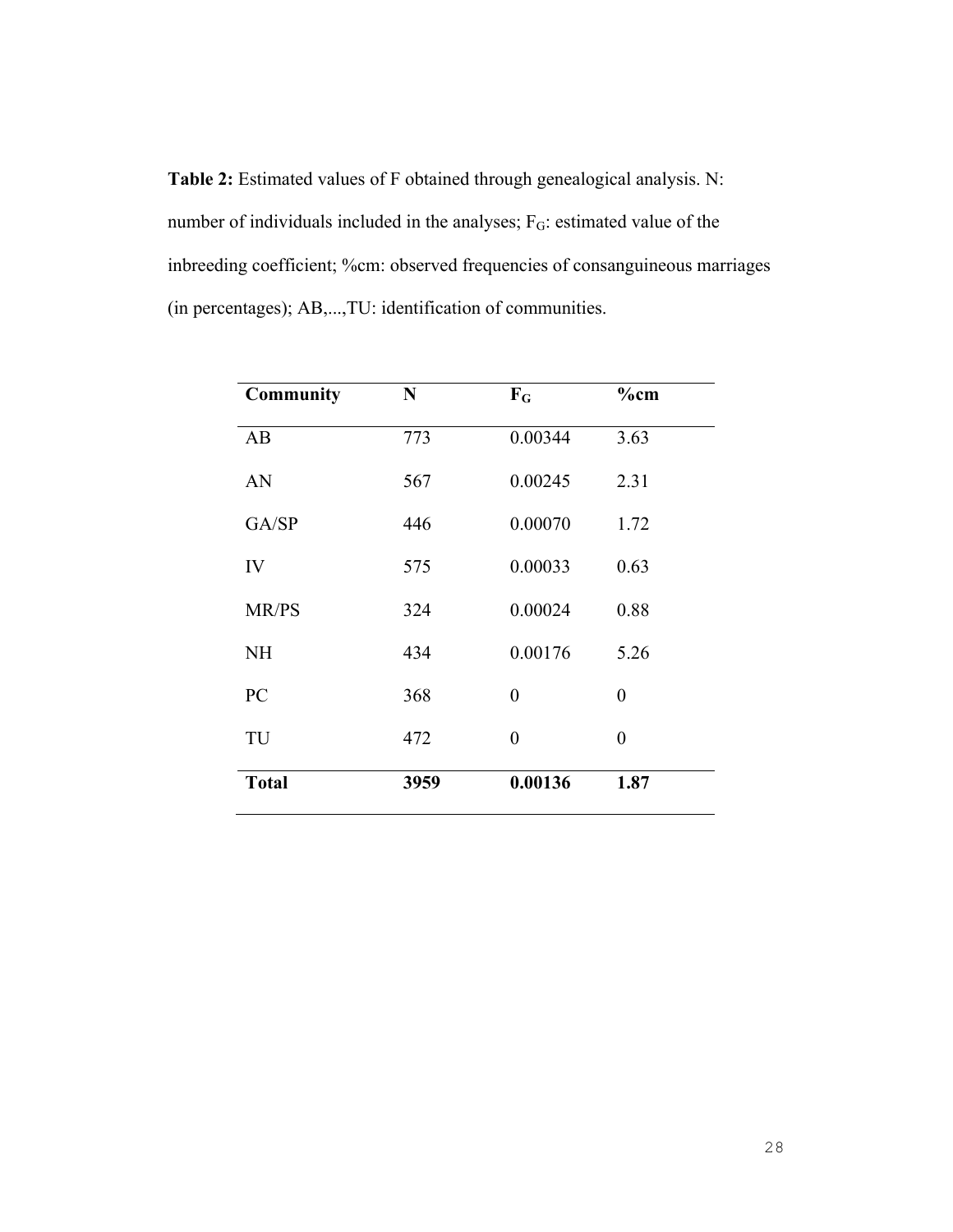**Table 2:** Estimated values of F obtained through genealogical analysis. N: number of individuals included in the analyses; $F_G$: estimated value of the inbreeding coefficient; %cm: observed frequencies of consanguineous marriages (in percentages); AB,...,TU: identification of communities.

| **Community** | **N** | $\mathbf{F_G}$ | **%cm** |
|---|---|---|---|
| AB | 773 | 0.00344 | 3.63 |
| AN | 567 | 0.00245 | 2.31 |
| GA/SP | 446 | 0.00070 | 1.72 |
| IV | 575 | 0.00033 | 0.63 |
| MR/PS | 324 | 0.00024 | 0.88 |
| NH | 434 | 0.00176 | 5.26 |
| PC | 368 | 0 | 0 |
| TU | 472 | 0 | 0 |
| **Total** | **3959** | **0.00136** | **1.87** |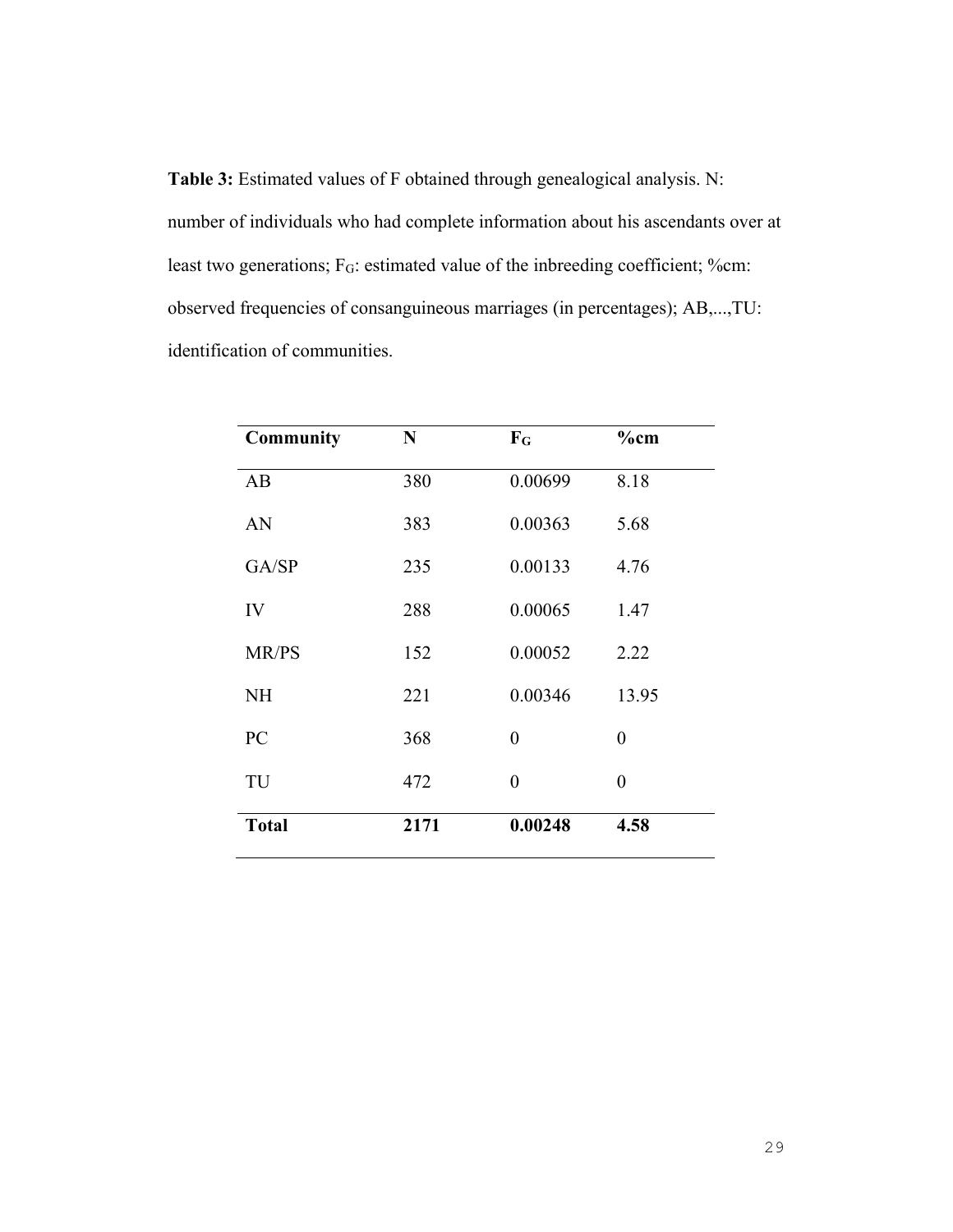**Table 3:** Estimated values of F obtained through genealogical analysis. N: number of individuals who had complete information about his ascendants over at least two generations; $F_G$: estimated value of the inbreeding coefficient; %cm: observed frequencies of consanguineous marriages (in percentages); AB,...,TU: identification of communities.

| **Community** | **N** | $\mathbf{F_G}$ | **%cm** |
|---|---|---|---|
| AB | 380 | 0.00699 | 8.18 |
| AN | 383 | 0.00363 | 5.68 |
| GA/SP | 235 | 0.00133 | 4.76 |
| IV | 288 | 0.00065 | 1.47 |
| MR/PS | 152 | 0.00052 | 2.22 |
| NH | 221 | 0.00346 | 13.95 |
| PC | 368 | 0 | 0 |
| TU | 472 | 0 | 0 |
| **Total** | **2171** | **0.00248** | **4.58** |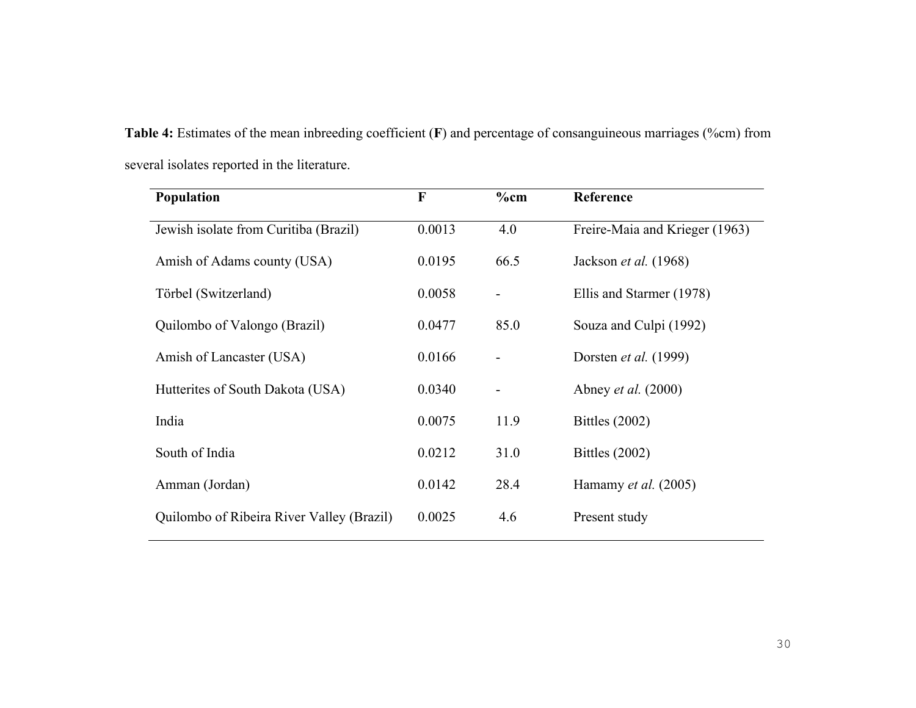**Table 4:** Estimates of the mean inbreeding coefficient (**F**) and percentage of consanguineous marriages (%cm) from several isolates reported in the literature.

| **Population** | **F** | **%cm** | **Reference** |
|---|---|---|---|
| Jewish isolate from Curitiba (Brazil) | 0.0013 | 4.0 | Freire-Maia and Krieger (1963) |
| Amish of Adams county (USA) | 0.0195 | 66.5 | Jackson *et al.* (1968) |
| Törbel (Switzerland) | 0.0058 | - | Ellis and Starmer (1978) |
| Quilombo of Valongo (Brazil) | 0.0477 | 85.0 | Souza and Culpi (1992) |
| Amish of Lancaster (USA) | 0.0166 | - | Dorsten *et al.* (1999) |
| Hutterites of South Dakota (USA) | 0.0340 | - | Abney *et al.* (2000) |
| India | 0.0075 | 11.9 | Bittles (2002) |
| South of India | 0.0212 | 31.0 | Bittles (2002) |
| Amman (Jordan) | 0.0142 | 28.4 | Hamamy *et al.* (2005) |
| Quilombo of Ribeira River Valley (Brazil) | 0.0025 | 4.6 | Present study |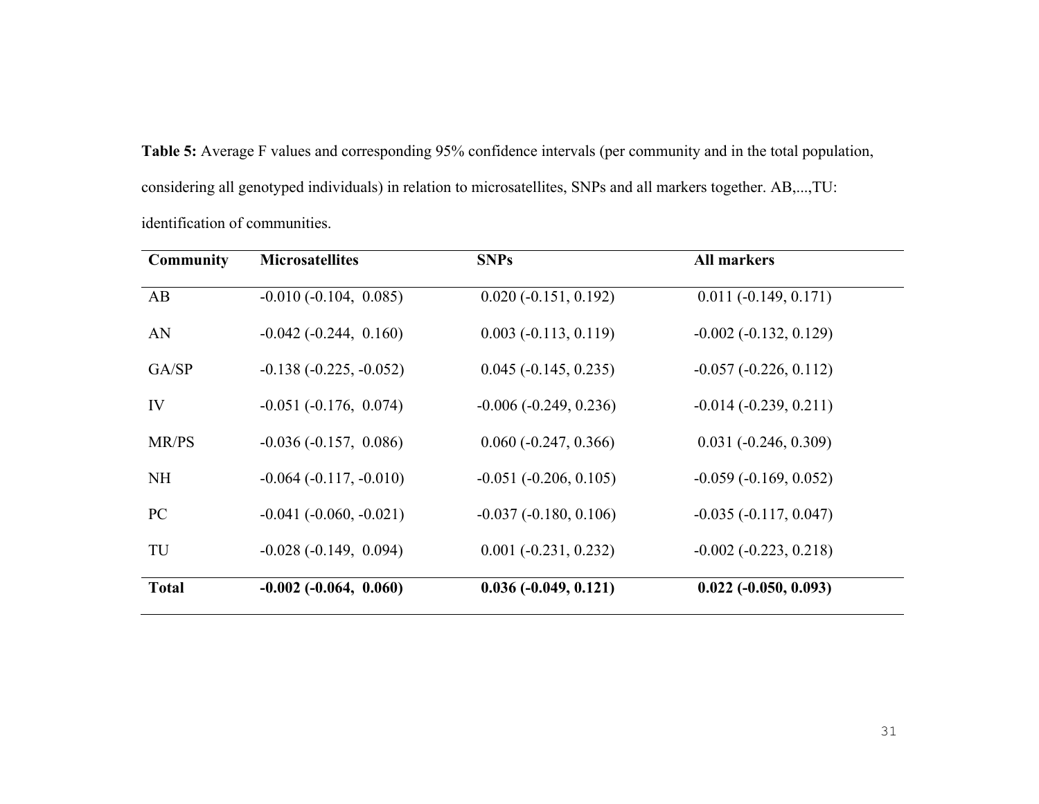**Table 5:** Average F values and corresponding 95% confidence intervals (per community and in the total population, considering all genotyped individuals) in relation to microsatellites, SNPs and all markers together. AB,...,TU: identification of communities.

| Community | Microsatellites | SNPs | All markers |
|---|---|---|---|
| AB | -0.010 (-0.104, 0.085) | 0.020 (-0.151, 0.192) | 0.011 (-0.149, 0.171) |
| AN | -0.042 (-0.244, 0.160) | 0.003 (-0.113, 0.119) | -0.002 (-0.132, 0.129) |
| GA/SP | -0.138 (-0.225, -0.052) | 0.045 (-0.145, 0.235) | -0.057 (-0.226, 0.112) |
| IV | -0.051 (-0.176, 0.074) | -0.006 (-0.249, 0.236) | -0.014 (-0.239, 0.211) |
| MR/PS | -0.036 (-0.157, 0.086) | 0.060 (-0.247, 0.366) | 0.031 (-0.246, 0.309) |
| NH | -0.064 (-0.117, -0.010) | -0.051 (-0.206, 0.105) | -0.059 (-0.169, 0.052) |
| PC | -0.041 (-0.060, -0.021) | -0.037 (-0.180, 0.106) | -0.035 (-0.117, 0.047) |
| TU | -0.028 (-0.149, 0.094) | 0.001 (-0.231, 0.232) | -0.002 (-0.223, 0.218) |
| **Total** | **-0.002 (-0.064, 0.060)** | **0.036 (-0.049, 0.121)** | **0.022 (-0.050, 0.093)** |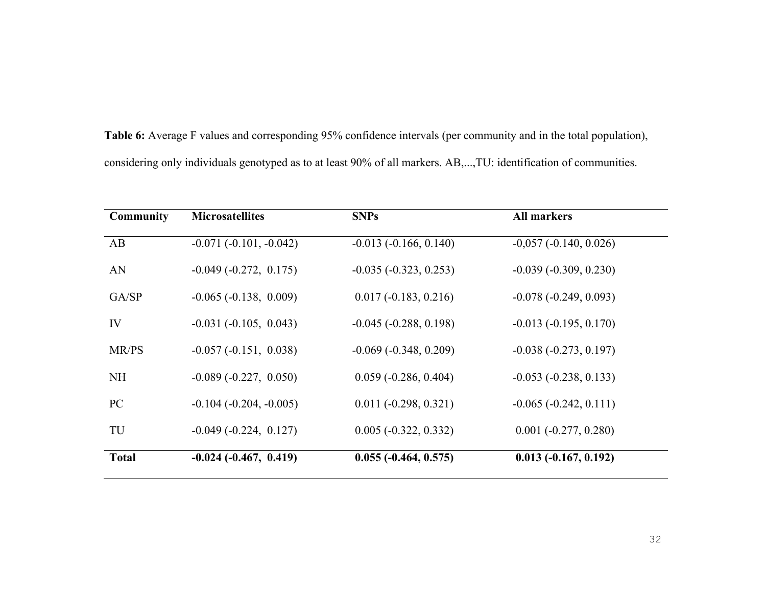**Table 6:** Average F values and corresponding 95% confidence intervals (per community and in the total population), considering only individuals genotyped as to at least 90% of all markers. AB,...,TU: identification of communities.

| Community | Microsatellites | SNPs | All markers |
|---|---|---|---|
| AB | -0.071 (-0.101, -0.042) | -0.013 (-0.166, 0.140) | -0,057 (-0.140, 0.026) |
| AN | -0.049 (-0.272, 0.175) | -0.035 (-0.323, 0.253) | -0.039 (-0.309, 0.230) |
| GA/SP | -0.065 (-0.138, 0.009) | 0.017 (-0.183, 0.216) | -0.078 (-0.249, 0.093) |
| IV | -0.031 (-0.105, 0.043) | -0.045 (-0.288, 0.198) | -0.013 (-0.195, 0.170) |
| MR/PS | -0.057 (-0.151, 0.038) | -0.069 (-0.348, 0.209) | -0.038 (-0.273, 0.197) |
| NH | -0.089 (-0.227, 0.050) | 0.059 (-0.286, 0.404) | -0.053 (-0.238, 0.133) |
| PC | -0.104 (-0.204, -0.005) | 0.011 (-0.298, 0.321) | -0.065 (-0.242, 0.111) |
| TU | -0.049 (-0.224, 0.127) | 0.005 (-0.322, 0.332) | 0.001 (-0.277, 0.280) |
| **Total** | **-0.024 (-0.467, 0.419)** | **0.055 (-0.464, 0.575)** | **0.013 (-0.167, 0.192)** |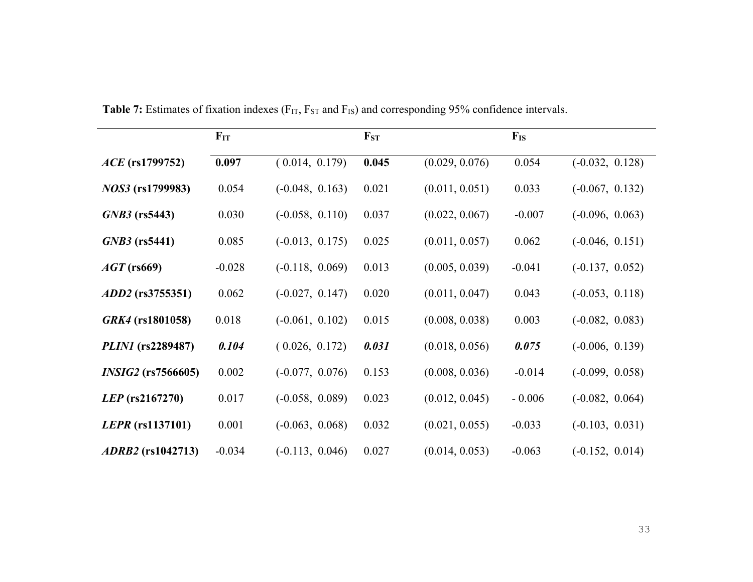**Table 7:** Estimates of fixation indexes ($F_{IT}$, $F_{ST}$ and $F_{IS}$) and corresponding 95% confidence intervals.

| | $F_{IT}$ | | $F_{ST}$ | | $F_{IS}$ | |
|---|---|---|---|---|---|---|
| ***ACE* (rs1799752)** | **0.097** | ( 0.014, 0.179) | **0.045** | (0.029, 0.076) | 0.054 | (-0.032, 0.128) |
| ***NOS3* (rs1799983)** | 0.054 | (-0.048, 0.163) | 0.021 | (0.011, 0.051) | 0.033 | (-0.067, 0.132) |
| ***GNB3* (rs5443)** | 0.030 | (-0.058, 0.110) | 0.037 | (0.022, 0.067) | -0.007 | (-0.096, 0.063) |
| ***GNB3* (rs5441)** | 0.085 | (-0.013, 0.175) | 0.025 | (0.011, 0.057) | 0.062 | (-0.046, 0.151) |
| ***AGT* (rs669)** | -0.028 | (-0.118, 0.069) | 0.013 | (0.005, 0.039) | -0.041 | (-0.137, 0.052) |
| ***ADD2* (rs3755351)** | 0.062 | (-0.027, 0.147) | 0.020 | (0.011, 0.047) | 0.043 | (-0.053, 0.118) |
| ***GRK4* (rs1801058)** | 0.018 | (-0.061, 0.102) | 0.015 | (0.008, 0.038) | 0.003 | (-0.082, 0.083) |
| ***PLIN1* (rs2289487)** | ***0.104*** | ( 0.026, 0.172) | ***0.031*** | (0.018, 0.056) | ***0.075*** | (-0.006, 0.139) |
| ***INSIG2* (rs7566605)** | 0.002 | (-0.077, 0.076) | 0.153 | (0.008, 0.036) | -0.014 | (-0.099, 0.058) |
| ***LEP* (rs2167270)** | 0.017 | (-0.058, 0.089) | 0.023 | (0.012, 0.045) | - 0.006 | (-0.082, 0.064) |
| ***LEPR* (rs1137101)** | 0.001 | (-0.063, 0.068) | 0.032 | (0.021, 0.055) | -0.033 | (-0.103, 0.031) |
| ***ADRB2* (rs1042713)** | -0.034 | (-0.113, 0.046) | 0.027 | (0.014, 0.053) | -0.063 | (-0.152, 0.014) |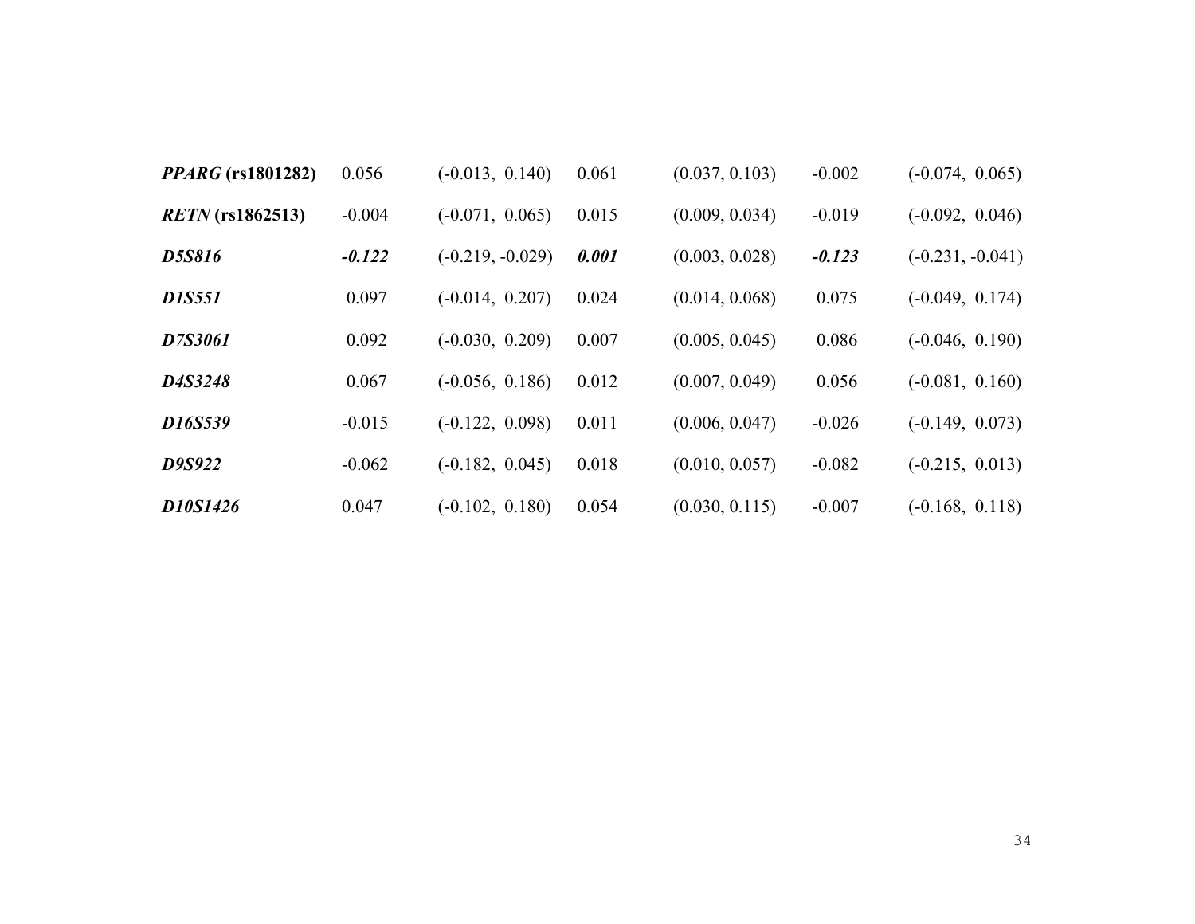| | | | | | | |
|---|---|---|---|---|---|---|
| ***PPARG* (rs1801282)** | 0.056 | (-0.013, 0.140) | 0.061 | (0.037, 0.103) | -0.002 | (-0.074, 0.065) |
| ***RETN* (rs1862513)** | -0.004 | (-0.071, 0.065) | 0.015 | (0.009, 0.034) | -0.019 | (-0.092, 0.046) |
| ***D5S816*** | ***-0.122*** | (-0.219, -0.029) | ***0.001*** | (0.003, 0.028) | ***-0.123*** | (-0.231, -0.041) |
| ***D1S551*** | 0.097 | (-0.014, 0.207) | 0.024 | (0.014, 0.068) | 0.075 | (-0.049, 0.174) |
| ***D7S3061*** | 0.092 | (-0.030, 0.209) | 0.007 | (0.005, 0.045) | 0.086 | (-0.046, 0.190) |
| ***D4S3248*** | 0.067 | (-0.056, 0.186) | 0.012 | (0.007, 0.049) | 0.056 | (-0.081, 0.160) |
| ***D16S539*** | -0.015 | (-0.122, 0.098) | 0.011 | (0.006, 0.047) | -0.026 | (-0.149, 0.073) |
| ***D9S922*** | -0.062 | (-0.182, 0.045) | 0.018 | (0.010, 0.057) | -0.082 | (-0.215, 0.013) |
| ***D10S1426*** | 0.047 | (-0.102, 0.180) | 0.054 | (0.030, 0.115) | -0.007 | (-0.168, 0.118) |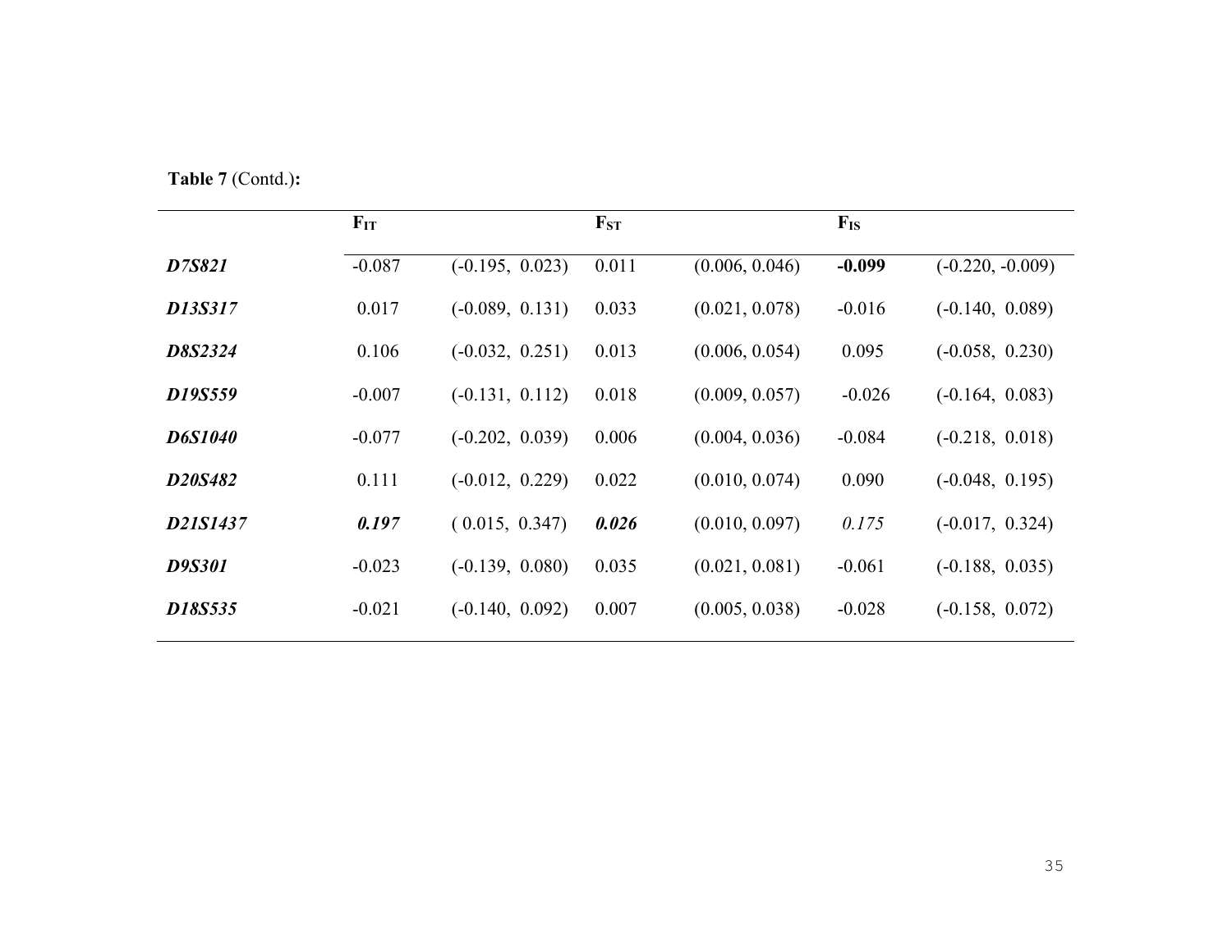**Table 7** (Contd.)**:**

| | $F_{IT}$ | | $F_{ST}$ | | $F_{IS}$ | |
|---|---|---|---|---|---|---|
| ***D7S821*** | -0.087 | (-0.195, 0.023) | 0.011 | (0.006, 0.046) | **-0.099** | (-0.220, -0.009) |
| ***D13S317*** | 0.017 | (-0.089, 0.131) | 0.033 | (0.021, 0.078) | -0.016 | (-0.140, 0.089) |
| ***D8S2324*** | 0.106 | (-0.032, 0.251) | 0.013 | (0.006, 0.054) | 0.095 | (-0.058, 0.230) |
| ***D19S559*** | -0.007 | (-0.131, 0.112) | 0.018 | (0.009, 0.057) | -0.026 | (-0.164, 0.083) |
| ***D6S1040*** | -0.077 | (-0.202, 0.039) | 0.006 | (0.004, 0.036) | -0.084 | (-0.218, 0.018) |
| ***D20S482*** | 0.111 | (-0.012, 0.229) | 0.022 | (0.010, 0.074) | 0.090 | (-0.048, 0.195) |
| ***D21S1437*** | ***0.197*** | ( 0.015, 0.347) | ***0.026*** | (0.010, 0.097) | *0.175* | (-0.017, 0.324) |
| ***D9S301*** | -0.023 | (-0.139, 0.080) | 0.035 | (0.021, 0.081) | -0.061 | (-0.188, 0.035) |
| ***D18S535*** | -0.021 | (-0.140, 0.092) | 0.007 | (0.005, 0.038) | -0.028 | (-0.158, 0.072) |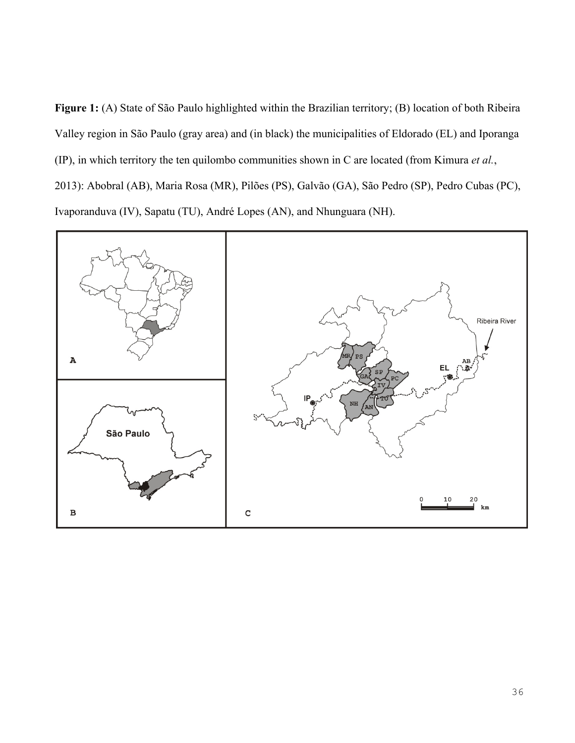**Figure 1:** (A) State of São Paulo highlighted within the Brazilian territory; (B) location of both Ribeira Valley region in São Paulo (gray area) and (in black) the municipalities of Eldorado (EL) and Iporanga (IP), in which territory the ten quilombo communities shown in C are located (from Kimura *et al.*, 2013): Abobral (AB), Maria Rosa (MR), Pilões (PS), Galvão (GA), São Pedro (SP), Pedro Cubas (PC), Ivaporanduva (IV), Sapatu (TU), André Lopes (AN), and Nhunguara (NH).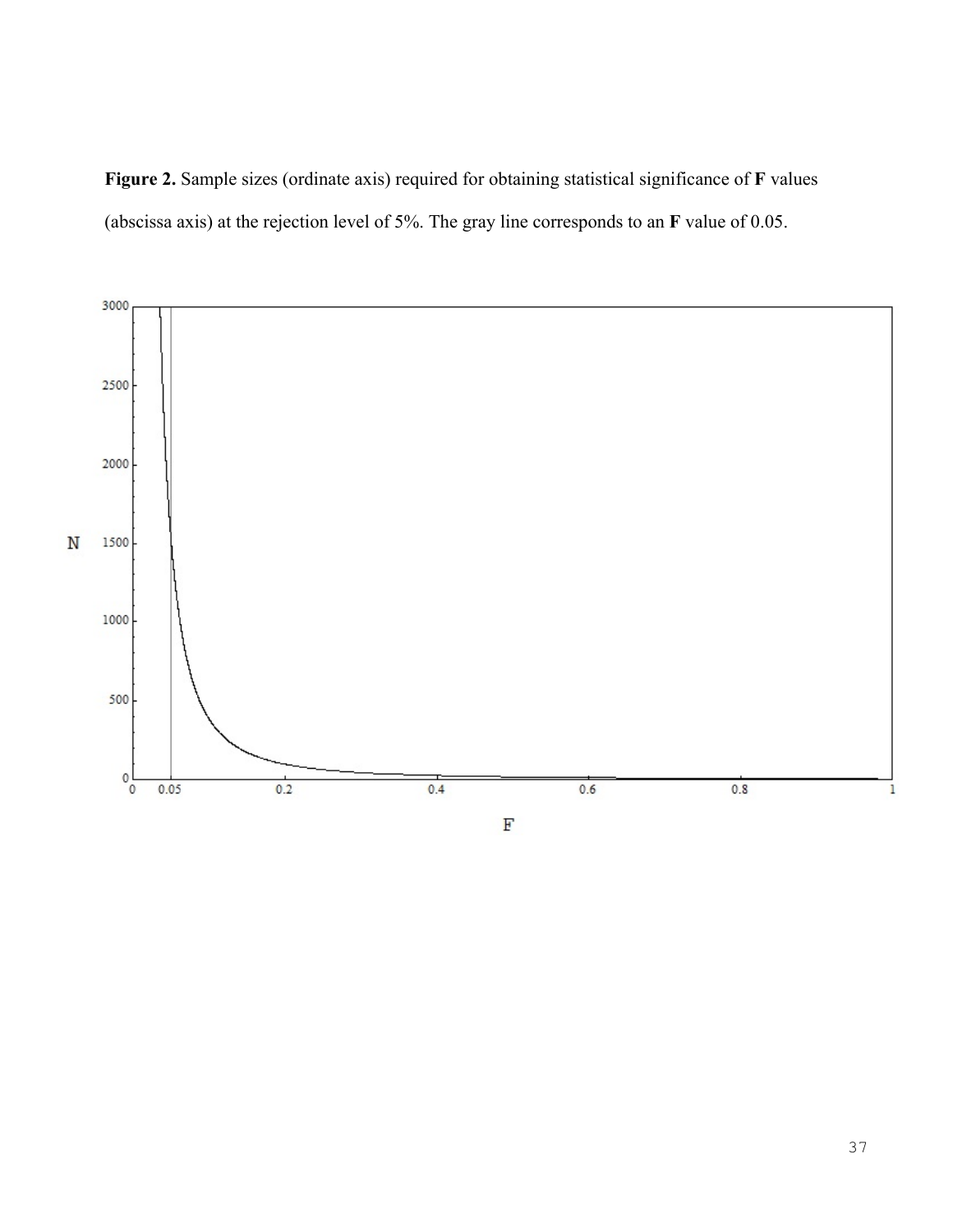**Figure 2.** Sample sizes (ordinate axis) required for obtaining statistical significance of **F** values (abscissa axis) at the rejection level of 5%. The gray line corresponds to an **F** value of 0.05.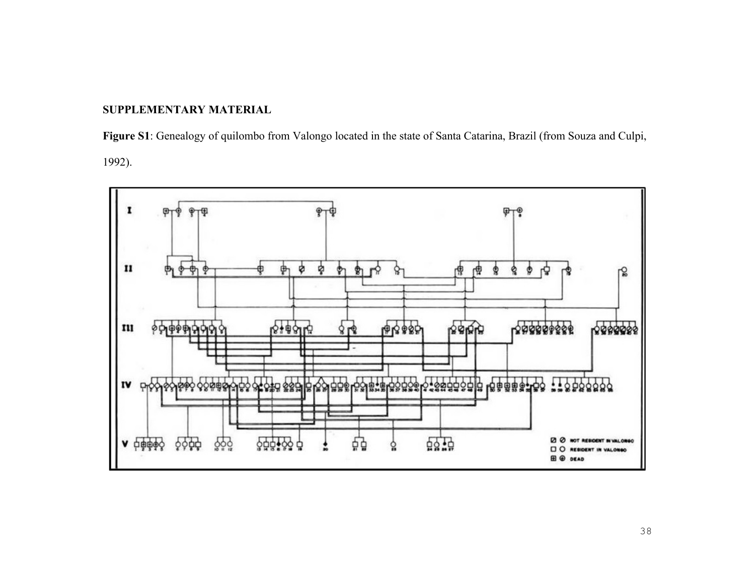## SUPPLEMENTARY MATERIAL

**Figure S1**: Genealogy of quilombo from Valongo located in the state of Santa Catarina, Brazil (from Souza and Culpi, 1992).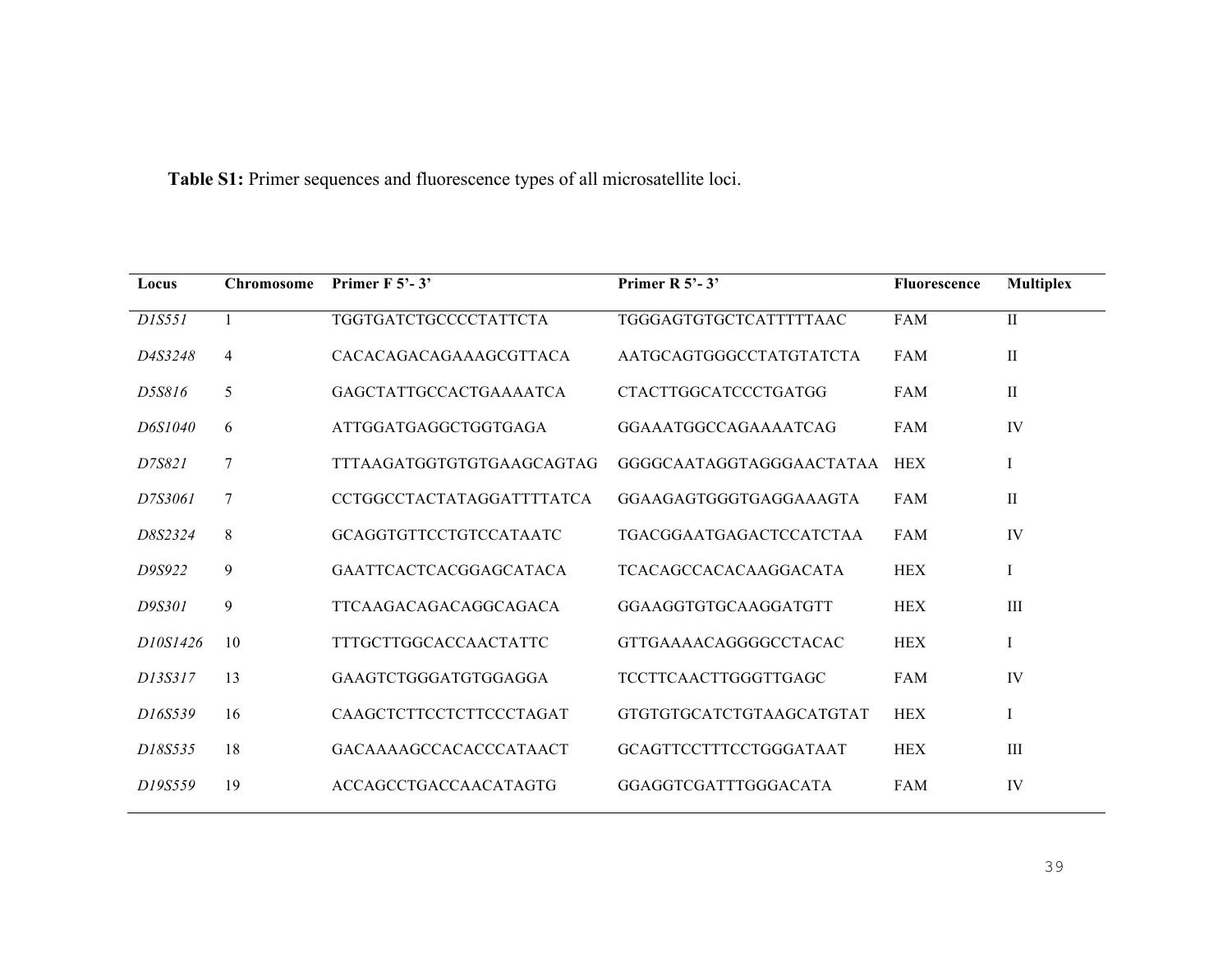**Table S1:** Primer sequences and fluorescence types of all microsatellite loci.

| Locus | Chromosome | Primer F 5'- 3' | Primer R 5'- 3' | Fluorescence | Multiplex |
|---|---|---|---|---|---|
| *D1S551* | 1 | TGGTGATCTGCCCCTATTCTA | TGGGAGTGTGCTCATTTTTAAC | FAM | II |
| *D4S3248* | 4 | CACACAGACAGAAAGCGTTACA | AATGCAGTGGGCCTATGTATCTA | FAM | II |
| *D5S816* | 5 | GAGCTATTGCCACTGAAAATCA | CTACTTGGCATCCCTGATGG | FAM | II |
| *D6S1040* | 6 | ATTGGATGAGGCTGGTGAGA | GGAAATGGCCAGAAAATCAG | FAM | IV |
| *D7S821* | 7 | TTTAAGATGGTGTGTGAAGCAGTAG | GGGGCAATAGGTAGGGAACTATAA | HEX | I |
| *D7S3061* | 7 | CCTGGCCTACTATAGGATTTTATCA | GGAAGAGTGGGTGAGGAAAGTA | FAM | II |
| *D8S2324* | 8 | GCAGGTGTTCCTGTCCATAATC | TGACGGAATGAGACTCCATCTAA | FAM | IV |
| *D9S922* | 9 | GAATTCACTCACGGAGCATACA | TCACAGCCACACAAGGACATA | HEX | I |
| *D9S301* | 9 | TTCAAGACAGACAGGCAGACA | GGAAGGTGTGCAAGGATGTT | HEX | III |
| *D10S1426* | 10 | TTTGCTTGGCACCAACTATTC | GTTGAAAACAGGGGCCTACAC | HEX | I |
| *D13S317* | 13 | GAAGTCTGGGATGTGGAGGA | TCCTTCAACTTGGGTTGAGC | FAM | IV |
| *D16S539* | 16 | CAAGCTCTTCCTCTTCCCTAGAT | GTGTGTGCATCTGTAAGCATGTAT | HEX | I |
| *D18S535* | 18 | GACAAAAGCCACACCCATAACT | GCAGTTCCTTTCCTGGGATAAT | HEX | III |
| *D19S559* | 19 | ACCAGCCTGACCAACATAGTG | GGAGGTCGATTTGGGACATA | FAM | IV |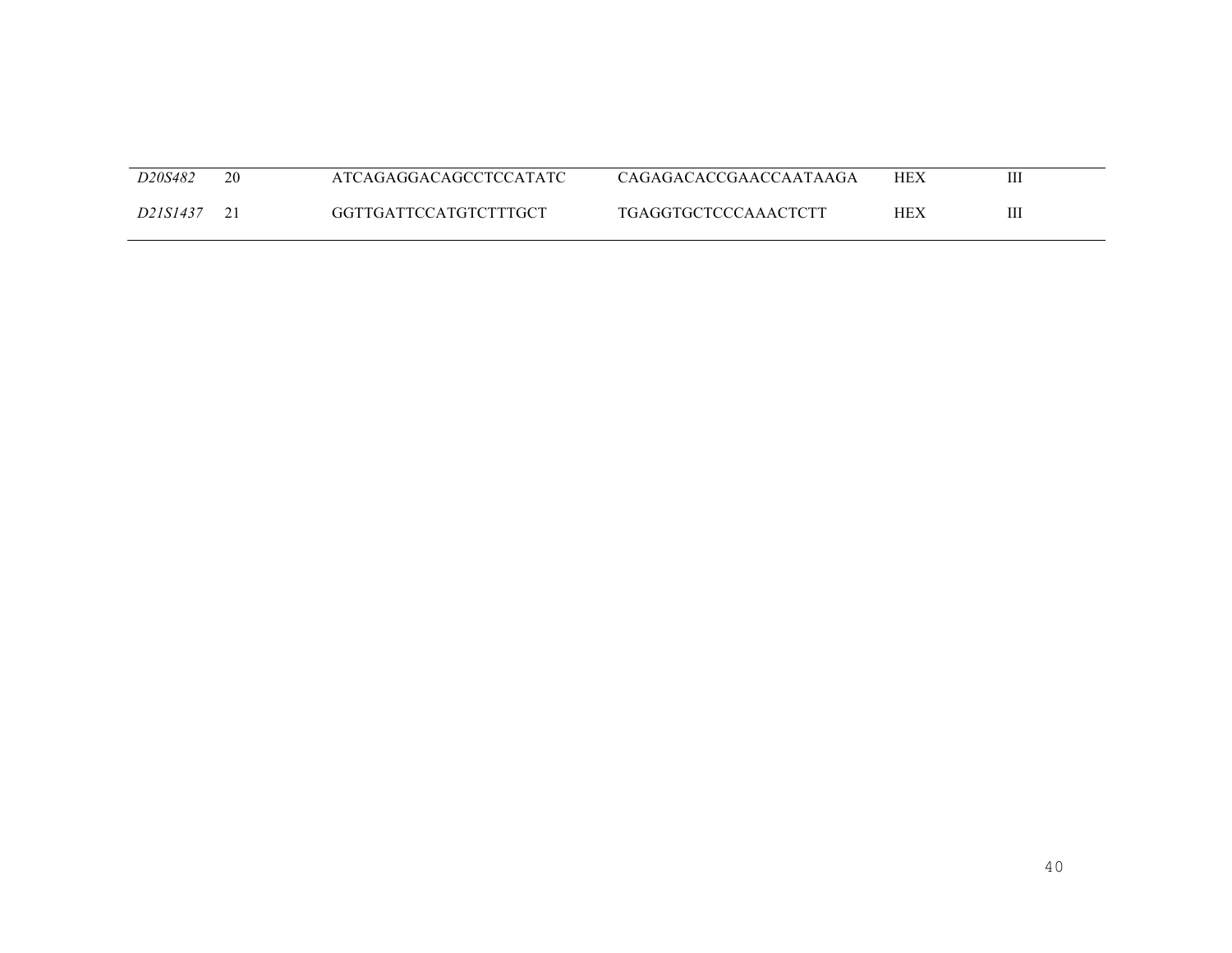| | | | | | |
|---|---|---|---|---|---|
| *D20S482* | 20 | ATCAGAGGACAGCCTCCATATC | CAGAGACACCGAACCAATAAGA | HEX | III |
| *D21S1437* | 21 | GGTTGATTCCATGTCTTTGCT | TGAGGTGCTCCCAAACTCTT | HEX | III |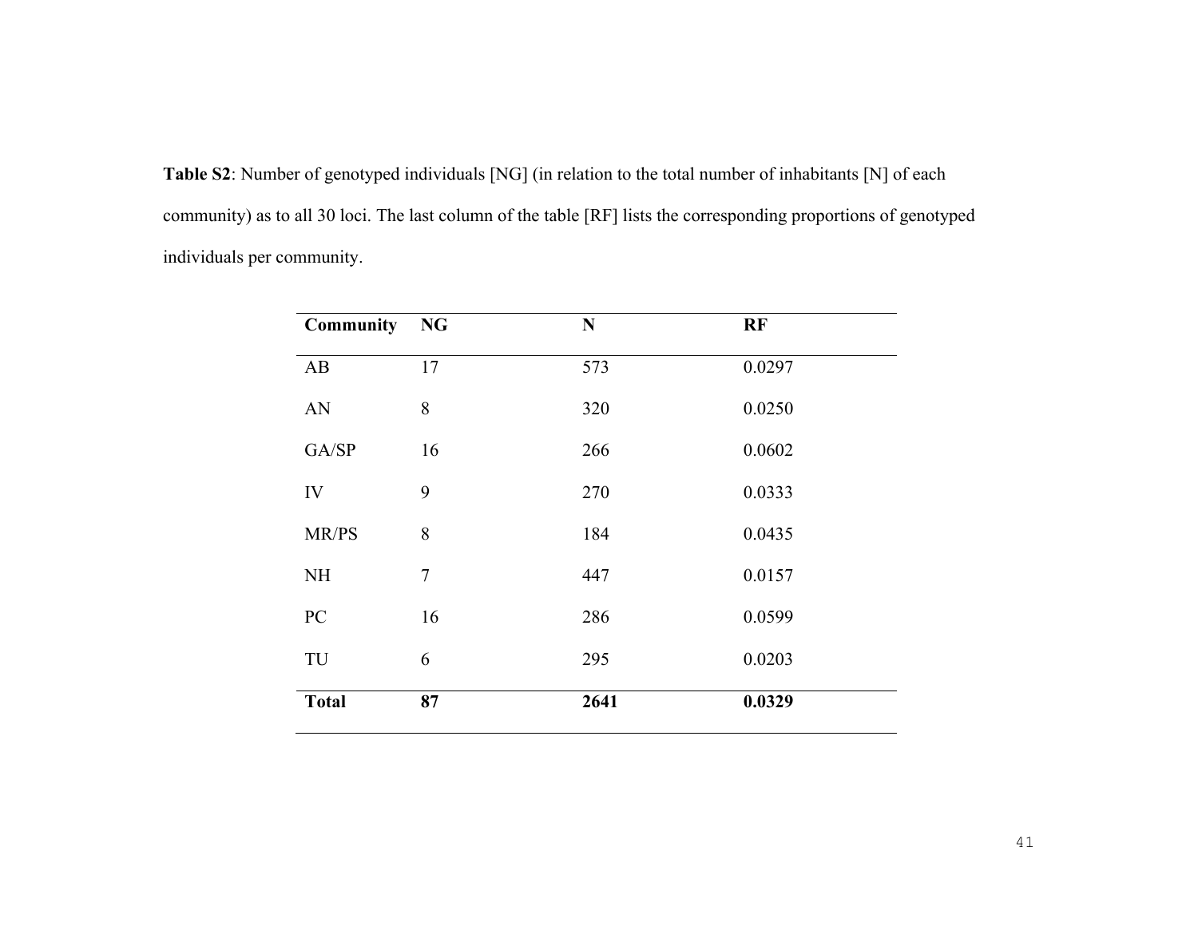**Table S2**: Number of genotyped individuals [NG] (in relation to the total number of inhabitants [N] of each community) as to all 30 loci. The last column of the table [RF] lists the corresponding proportions of genotyped individuals per community.

| Community | NG | N | RF |
|---|---|---|---|
| AB | 17 | 573 | 0.0297 |
| AN | 8 | 320 | 0.0250 |
| GA/SP | 16 | 266 | 0.0602 |
| IV | 9 | 270 | 0.0333 |
| MR/PS | 8 | 184 | 0.0435 |
| NH | 7 | 447 | 0.0157 |
| PC | 16 | 286 | 0.0599 |
| TU | 6 | 295 | 0.0203 |
| **Total** | **87** | **2641** | **0.0329** |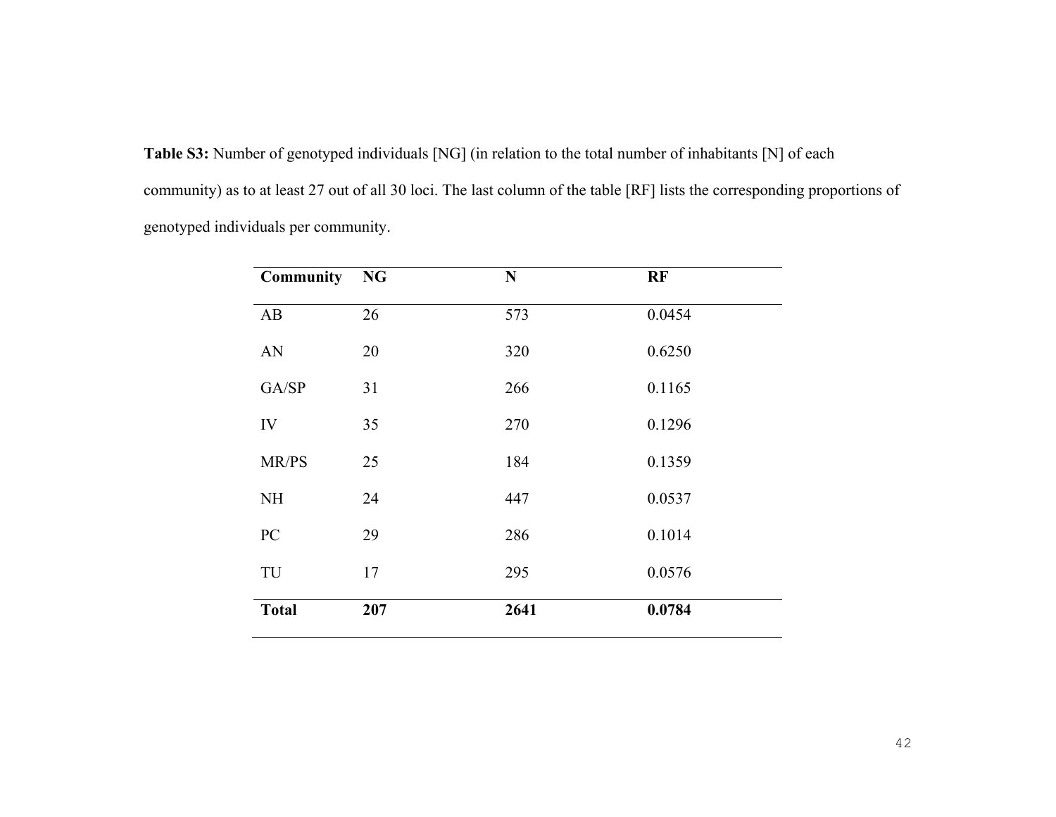**Table S3:** Number of genotyped individuals [NG] (in relation to the total number of inhabitants [N] of each community) as to at least 27 out of all 30 loci. The last column of the table [RF] lists the corresponding proportions of genotyped individuals per community.

| Community | NG | N | RF |
|---|---|---|---|
| AB | 26 | 573 | 0.0454 |
| AN | 20 | 320 | 0.6250 |
| GA/SP | 31 | 266 | 0.1165 |
| IV | 35 | 270 | 0.1296 |
| MR/PS | 25 | 184 | 0.1359 |
| NH | 24 | 447 | 0.0537 |
| PC | 29 | 286 | 0.1014 |
| TU | 17 | 295 | 0.0576 |
| **Total** | **207** | **2641** | **0.0784** |